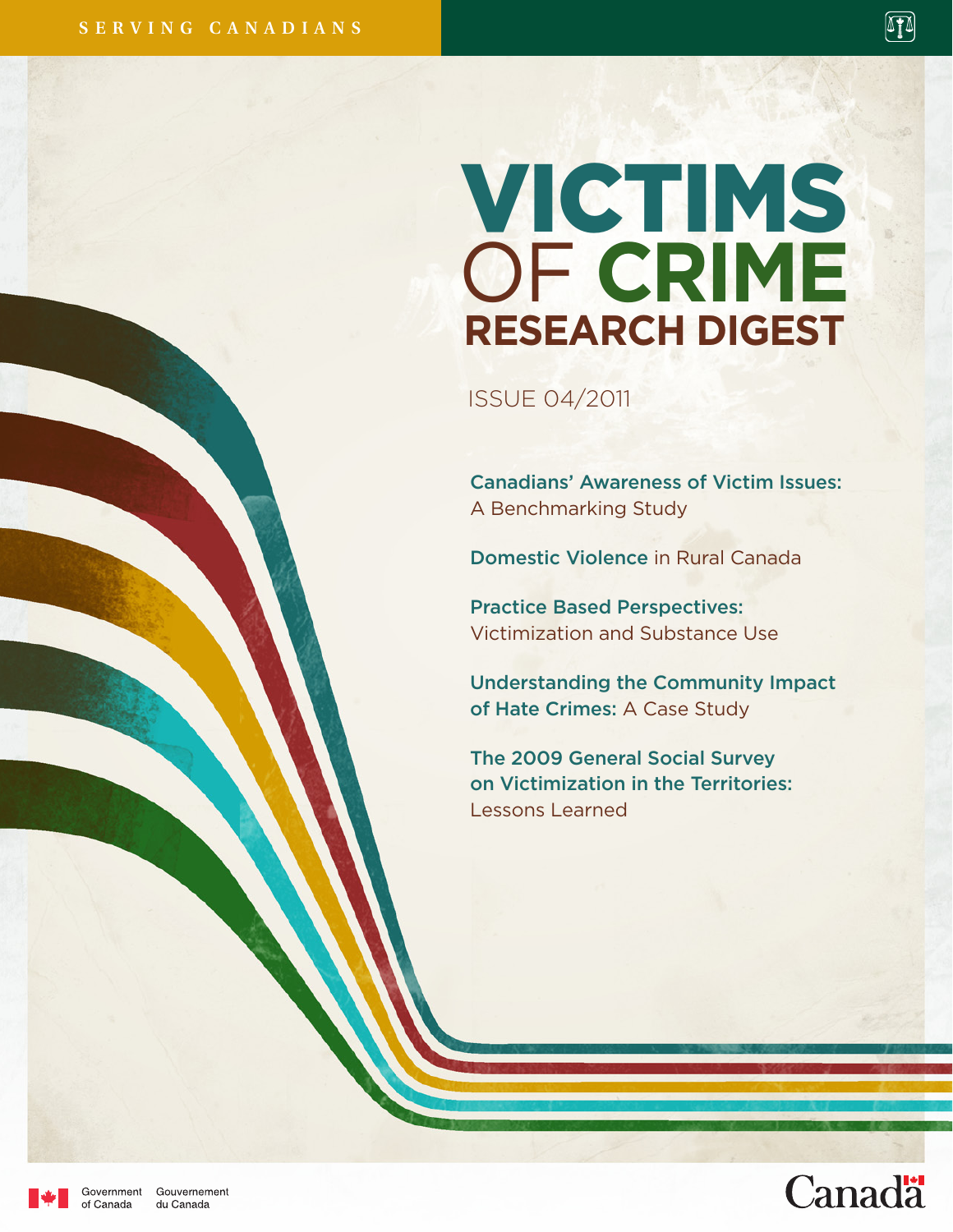SERVING CANADIANS

# VICTIMS OF CRIME RESEARCH DIGEST

ISSUE 04/2011

**Canadians' Awareness of Victim Issues:** A Benchmarking Study

**Domestic Violence** in Rural Canada

**Practice Based Perspectives:** Victimization and Substance Use

**Understanding the Community Impact of Hate Crimes:** A Case Study

**The 2009 General Social Survey on Victimization in the Territories:** Lessons Learned

Government of Canada / Gouvernement du Canada

Canada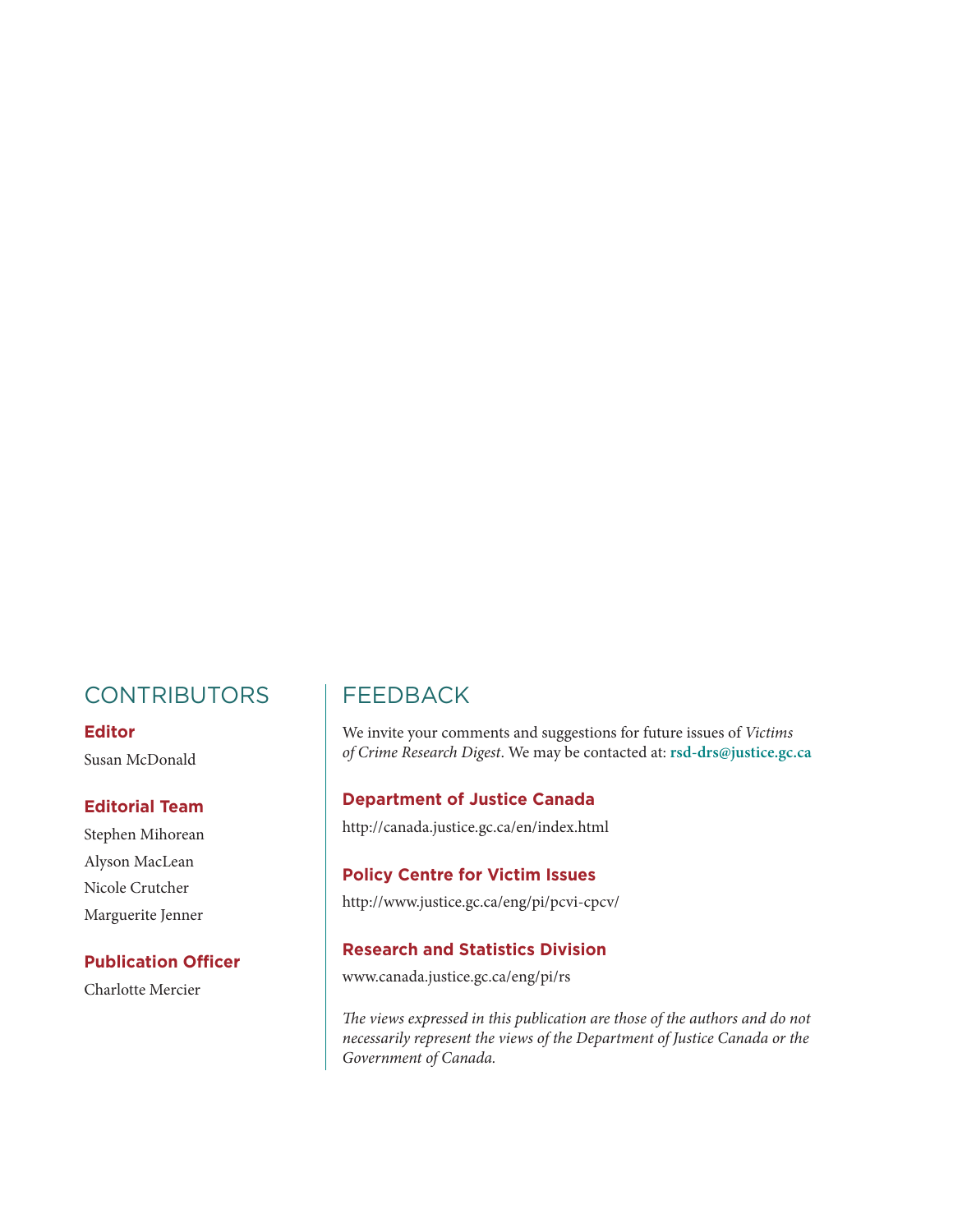## CONTRIBUTORS

### Editor

Susan McDonald

### Editorial Team

Stephen Mihorean

Alyson MacLean

Nicole Crutcher

Marguerite Jenner

### Publication Officer

Charlotte Mercier

## FEEDBACK

We invite your comments and suggestions for future issues of *Victims of Crime Research Digest*. We may be contacted at: **rsd-drs@justice.gc.ca**

### Department of Justice Canada

http://canada.justice.gc.ca/en/index.html

### Policy Centre for Victim Issues

http://www.justice.gc.ca/eng/pi/pcvi-cpcv/

### Research and Statistics Division

www.canada.justice.gc.ca/eng/pi/rs

*The views expressed in this publication are those of the authors and do not necessarily represent the views of the Department of Justice Canada or the Government of Canada.*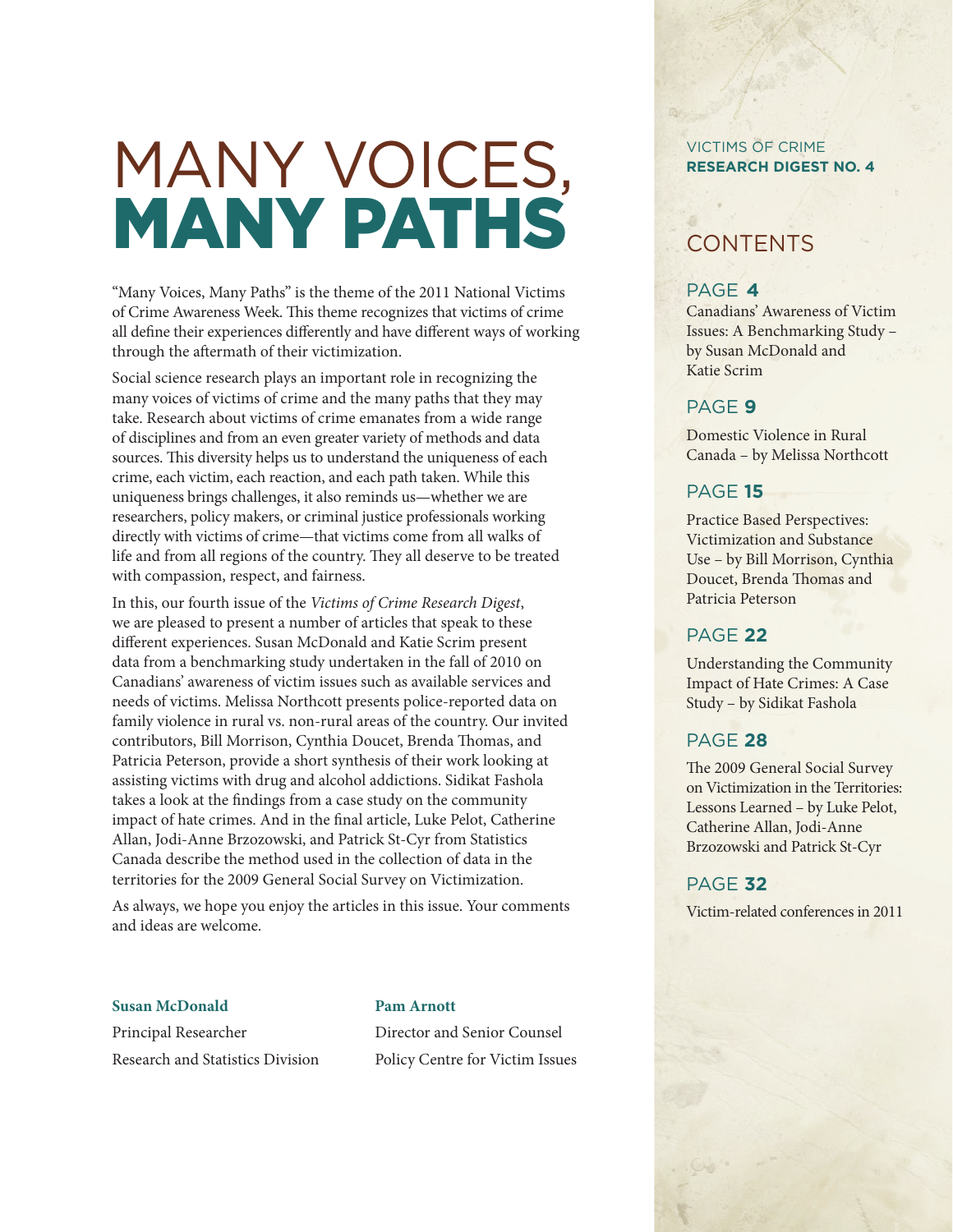# MANY VOICES, MANY PATHS

"Many Voices, Many Paths" is the theme of the 2011 National Victims of Crime Awareness Week. This theme recognizes that victims of crime all define their experiences differently and have different ways of working through the aftermath of their victimization.

Social science research plays an important role in recognizing the many voices of victims of crime and the many paths that they may take. Research about victims of crime emanates from a wide range of disciplines and from an even greater variety of methods and data sources. This diversity helps us to understand the uniqueness of each crime, each victim, each reaction, and each path taken. While this uniqueness brings challenges, it also reminds us—whether we are researchers, policy makers, or criminal justice professionals working directly with victims of crime—that victims come from all walks of life and from all regions of the country. They all deserve to be treated with compassion, respect, and fairness.

In this, our fourth issue of the *Victims of Crime Research Digest*, we are pleased to present a number of articles that speak to these different experiences. Susan McDonald and Katie Scrim present data from a benchmarking study undertaken in the fall of 2010 on Canadians' awareness of victim issues such as available services and needs of victims. Melissa Northcott presents police-reported data on family violence in rural vs. non-rural areas of the country. Our invited contributors, Bill Morrison, Cynthia Doucet, Brenda Thomas, and Patricia Peterson, provide a short synthesis of their work looking at assisting victims with drug and alcohol addictions. Sidikat Fashola takes a look at the findings from a case study on the community impact of hate crimes. And in the final article, Luke Pelot, Catherine Allan, Jodi-Anne Brzozowski, and Patrick St-Cyr from Statistics Canada describe the method used in the collection of data in the territories for the 2009 General Social Survey on Victimization.

As always, we hope you enjoy the articles in this issue. Your comments and ideas are welcome.

**Susan McDonald**
Principal Researcher
Research and Statistics Division

**Pam Arnott**
Director and Senior Counsel
Policy Centre for Victim Issues

VICTIMS OF CRIME
**RESEARCH DIGEST NO. 4**

## CONTENTS

**PAGE 4**
Canadians' Awareness of Victim Issues: A Benchmarking Study – by Susan McDonald and Katie Scrim

**PAGE 9**
Domestic Violence in Rural Canada – by Melissa Northcott

**PAGE 15**
Practice Based Perspectives: Victimization and Substance Use – by Bill Morrison, Cynthia Doucet, Brenda Thomas and Patricia Peterson

**PAGE 22**
Understanding the Community Impact of Hate Crimes: A Case Study – by Sidikat Fashola

**PAGE 28**
The 2009 General Social Survey on Victimization in the Territories: Lessons Learned – by Luke Pelot, Catherine Allan, Jodi-Anne Brzozowski and Patrick St-Cyr

**PAGE 32**
Victim-related conferences in 2011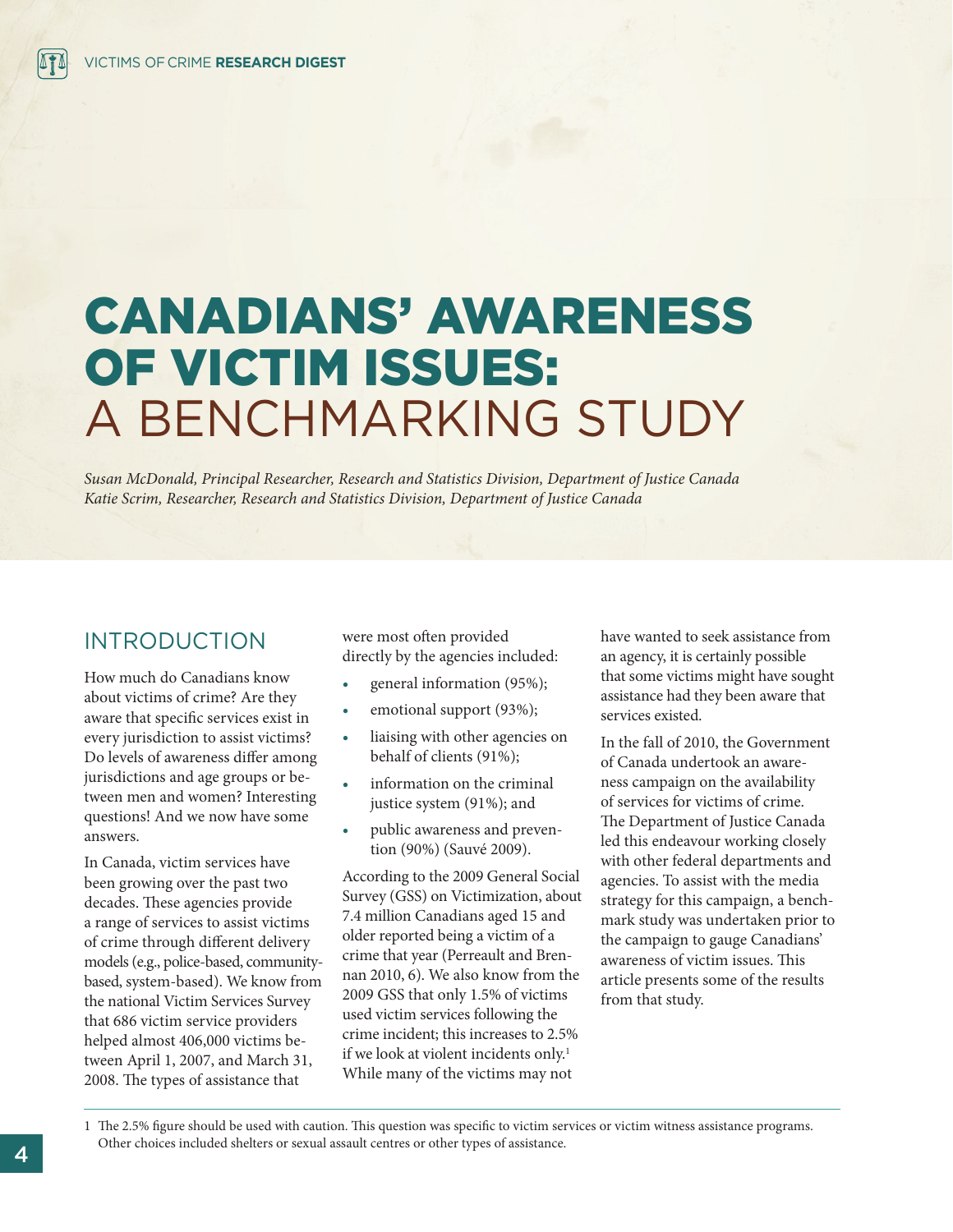# CANADIANS' AWARENESS OF VICTIM ISSUES: A BENCHMARKING STUDY

*Susan McDonald, Principal Researcher, Research and Statistics Division, Department of Justice Canada*
*Katie Scrim, Researcher, Research and Statistics Division, Department of Justice Canada*

## INTRODUCTION

How much do Canadians know about victims of crime? Are they aware that specific services exist in every jurisdiction to assist victims? Do levels of awareness differ among jurisdictions and age groups or between men and women? Interesting questions! And we now have some answers.

In Canada, victim services have been growing over the past two decades. These agencies provide a range of services to assist victims of crime through different delivery models (e.g., police-based, community-based, system-based). We know from the national Victim Services Survey that 686 victim service providers helped almost 406,000 victims between April 1, 2007, and March 31, 2008. The types of assistance that were most often provided directly by the agencies included:

- general information (95%);
- emotional support (93%);
- liaising with other agencies on behalf of clients (91%);
- information on the criminal justice system (91%); and
- public awareness and prevention (90%) (Sauvé 2009).

According to the 2009 General Social Survey (GSS) on Victimization, about 7.4 million Canadians aged 15 and older reported being a victim of a crime that year (Perreault and Brennan 2010, 6). We also know from the 2009 GSS that only 1.5% of victims used victim services following the crime incident; this increases to 2.5% if we look at violent incidents only.[1] While many of the victims may not have wanted to seek assistance from an agency, it is certainly possible that some victims might have sought assistance had they been aware that services existed.

In the fall of 2010, the Government of Canada undertook an awareness campaign on the availability of services for victims of crime. The Department of Justice Canada led this endeavour working closely with other federal departments and agencies. To assist with the media strategy for this campaign, a benchmark study was undertaken prior to the campaign to gauge Canadians' awareness of victim issues. This article presents some of the results from that study.

---

1 The 2.5% figure should be used with caution. This question was specific to victim services or victim witness assistance programs. Other choices included shelters or sexual assault centres or other types of assistance.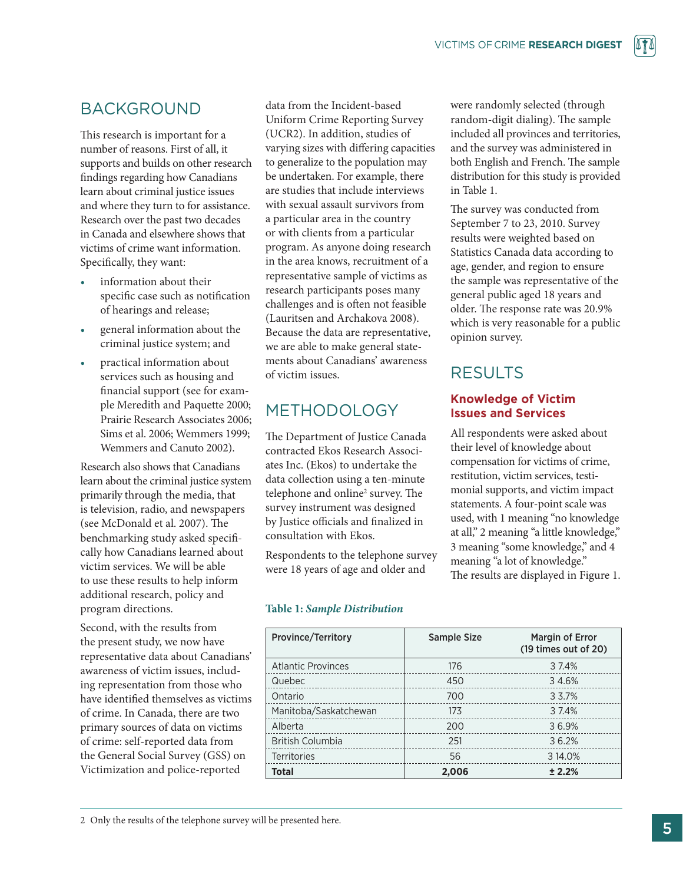## BACKGROUND

This research is important for a number of reasons. First of all, it supports and builds on other research findings regarding how Canadians learn about criminal justice issues and where they turn to for assistance. Research over the past two decades in Canada and elsewhere shows that victims of crime want information. Specifically, they want:

- information about their specific case such as notification of hearings and release;
- general information about the criminal justice system; and
- practical information about services such as housing and financial support (see for example Meredith and Paquette 2000; Prairie Research Associates 2006; Sims et al. 2006; Wemmers 1999; Wemmers and Canuto 2002).

Research also shows that Canadians learn about the criminal justice system primarily through the media, that is television, radio, and newspapers (see McDonald et al. 2007). The benchmarking study asked specifically how Canadians learned about victim services. We will be able to use these results to help inform additional research, policy and program directions.

Second, with the results from the present study, we now have representative data about Canadians' awareness of victim issues, including representation from those who have identified themselves as victims of crime. In Canada, there are two primary sources of data on victims of crime: self-reported data from the General Social Survey (GSS) on Victimization and police-reported data from the Incident-based Uniform Crime Reporting Survey (UCR2). In addition, studies of varying sizes with differing capacities to generalize to the population may be undertaken. For example, there are studies that include interviews with sexual assault survivors from a particular area in the country or with clients from a particular program. As anyone doing research in the area knows, recruitment of a representative sample of victims as research participants poses many challenges and is often not feasible (Lauritsen and Archakova 2008). Because the data are representative, we are able to make general statements about Canadians' awareness of victim issues.

## METHODOLOGY

The Department of Justice Canada contracted Ekos Research Associates Inc. (Ekos) to undertake the data collection using a ten-minute telephone and online[2] survey. The survey instrument was designed by Justice officials and finalized in consultation with Ekos.

Respondents to the telephone survey were 18 years of age and older and were randomly selected (through random-digit dialing). The sample included all provinces and territories, and the survey was administered in both English and French. The sample distribution for this study is provided in Table 1.

The survey was conducted from September 7 to 23, 2010. Survey results were weighted based on Statistics Canada data according to age, gender, and region to ensure the sample was representative of the general public aged 18 years and older. The response rate was 20.9% which is very reasonable for a public opinion survey.

**Table 1:** ***Sample Distribution***

| Province/Territory | Sample Size | Margin of Error (19 times out of 20) |
|---|---|---|
| Atlantic Provinces | 176 | 3 7.4% |
| Quebec | 450 | 3 4.6% |
| Ontario | 700 | 3 3.7% |
| Manitoba/Saskatchewan | 173 | 3 7.4% |
| Alberta | 200 | 3 6.9% |
| British Columbia | 251 | 3 6.2% |
| Territories | 56 | 3 14.0% |
| **Total** | **2,006** | **± 2.2%** |

## RESULTS

### Knowledge of Victim Issues and Services

All respondents were asked about their level of knowledge about compensation for victims of crime, restitution, victim services, testimonial supports, and victim impact statements. A four-point scale was used, with 1 meaning "no knowledge at all," 2 meaning "a little knowledge," 3 meaning "some knowledge," and 4 meaning "a lot of knowledge." The results are displayed in Figure 1.

2 Only the results of the telephone survey will be presented here.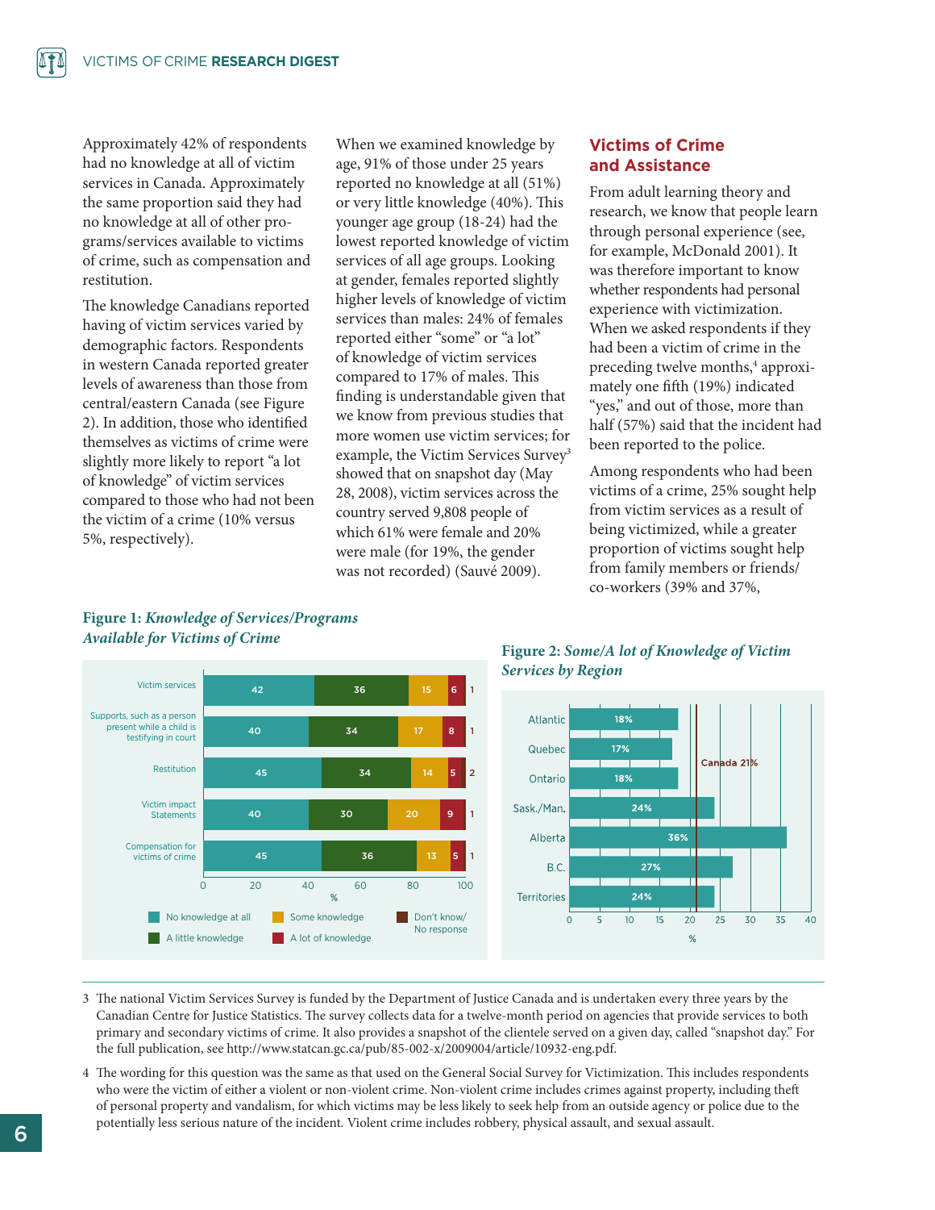Approximately 42% of respondents had no knowledge at all of victim services in Canada. Approximately the same proportion said they had no knowledge at all of other programs/services available to victims of crime, such as compensation and restitution.

The knowledge Canadians reported having of victim services varied by demographic factors. Respondents in western Canada reported greater levels of awareness than those from central/eastern Canada (see Figure 2). In addition, those who identified themselves as victims of crime were slightly more likely to report "a lot of knowledge" of victim services compared to those who had not been the victim of a crime (10% versus 5%, respectively).

When we examined knowledge by age, 91% of those under 25 years reported no knowledge at all (51%) or very little knowledge (40%). This younger age group (18-24) had the lowest reported knowledge of victim services of all age groups. Looking at gender, females reported slightly higher levels of knowledge of victim services than males: 24% of females reported either "some" or "a lot" of knowledge of victim services compared to 17% of males. This finding is understandable given that we know from previous studies that more women use victim services; for example, the Victim Services Survey[3] showed that on snapshot day (May 28, 2008), victim services across the country served 9,808 people of which 61% were female and 20% were male (for 19%, the gender was not recorded) (Sauvé 2009).

## Victims of Crime and Assistance

From adult learning theory and research, we know that people learn through personal experience (see, for example, McDonald 2001). It was therefore important to know whether respondents had personal experience with victimization. When we asked respondents if they had been a victim of crime in the preceding twelve months,[4] approximately one fifth (19%) indicated "yes," and out of those, more than half (57%) said that the incident had been reported to the police.

Among respondents who had been victims of a crime, 25% sought help from victim services as a result of being victimized, while a greater proportion of victims sought help from family members or friends/co-workers (39% and 37%,

**Figure 1:** ***Knowledge of Services/Programs Available for Victims of Crime***

| | No knowledge at all | A little knowledge | Some knowledge | A lot of knowledge | Don't know/No response |
|---|---|---|---|---|---|
| Victim services | 42 | 36 | 15 | 6 | 1 |
| Supports, such as a person present while a child is testifying in court | 40 | 34 | 17 | 8 | 1 |
| Restitution | 45 | 34 | 14 | 5 | 2 |
| Victim impact Statements | 40 | 30 | 20 | 9 | 1 |
| Compensation for victims of crime | 45 | 36 | 13 | 5 | 1 |

**Figure 2:** ***Some/A lot of Knowledge of Victim Services by Region***

| Region | % |
|---|---|
| Atlantic | 18% |
| Quebec | 17% |
| Ontario | 18% |
| Sask./Man. | 24% |
| Alberta | 36% |
| B.C. | 27% |
| Territories | 24% |
| Canada | 21% |

---

3 The national Victim Services Survey is funded by the Department of Justice Canada and is undertaken every three years by the Canadian Centre for Justice Statistics. The survey collects data for a twelve-month period on agencies that provide services to both primary and secondary victims of crime. It also provides a snapshot of the clientele served on a given day, called "snapshot day." For the full publication, see http://www.statcan.gc.ca/pub/85-002-x/2009004/article/10932-eng.pdf.

4 The wording for this question was the same as that used on the General Social Survey for Victimization. This includes respondents who were the victim of either a violent or non-violent crime. Non-violent crime includes crimes against property, including theft of personal property and vandalism, for which victims may be less likely to seek help from an outside agency or police due to the potentially less serious nature of the incident. Violent crime includes robbery, physical assault, and sexual assault.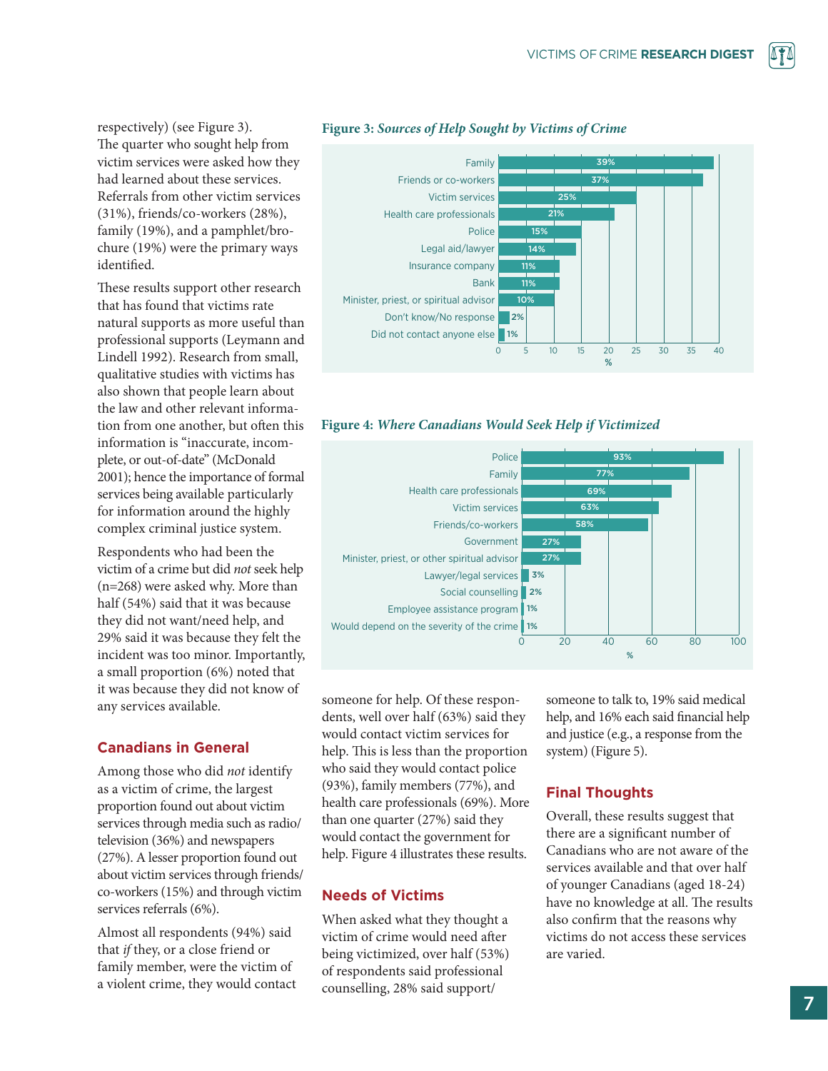respectively) (see Figure 3). The quarter who sought help from victim services were asked how they had learned about these services. Referrals from other victim services (31%), friends/co-workers (28%), family (19%), and a pamphlet/brochure (19%) were the primary ways identified.

These results support other research that has found that victims rate natural supports as more useful than professional supports (Leymann and Lindell 1992). Research from small, qualitative studies with victims has also shown that people learn about the law and other relevant information from one another, but often this information is "inaccurate, incomplete, or out-of-date" (McDonald 2001); hence the importance of formal services being available particularly for information around the highly complex criminal justice system.

Respondents who had been the victim of a crime but did *not* seek help (n=268) were asked why. More than half (54%) said that it was because they did not want/need help, and 29% said it was because they felt the incident was too minor. Importantly, a small proportion (6%) noted that it was because they did not know of any services available.

**Figure 3:** ***Sources of Help Sought by Victims of Crime***

| Source | % |
|---|---|
| Family | 39% |
| Friends or co-workers | 37% |
| Victim services | 25% |
| Health care professionals | 21% |
| Police | 15% |
| Legal aid/lawyer | 14% |
| Insurance company | 11% |
| Bank | 11% |
| Minister, priest, or spiritual advisor | 10% |
| Don't know/No response | 2% |
| Did not contact anyone else | 1% |

**Figure 4:** ***Where Canadians Would Seek Help if Victimized***

| Source | % |
|---|---|
| Police | 93% |
| Family | 77% |
| Health care professionals | 69% |
| Victim services | 63% |
| Friends/co-workers | 58% |
| Government | 27% |
| Minister, priest, or other spiritual advisor | 27% |
| Lawyer/legal services | 3% |
| Social counselling | 2% |
| Employee assistance program | 1% |
| Would depend on the severity of the crime | 1% |

## Canadians in General

Among those who did *not* identify as a victim of crime, the largest proportion found out about victim services through media such as radio/television (36%) and newspapers (27%). A lesser proportion found out about victim services through friends/co-workers (15%) and through victim services referrals (6%).

Almost all respondents (94%) said that *if* they, or a close friend or family member, were the victim of a violent crime, they would contact someone for help. Of these respondents, well over half (63%) said they would contact victim services for help. This is less than the proportion who said they would contact police (93%), family members (77%), and health care professionals (69%). More than one quarter (27%) said they would contact the government for help. Figure 4 illustrates these results.

## Needs of Victims

When asked what they thought a victim of crime would need after being victimized, over half (53%) of respondents said professional counselling, 28% said support/someone to talk to, 19% said medical help, and 16% each said financial help and justice (e.g., a response from the system) (Figure 5).

## Final Thoughts

Overall, these results suggest that there are a significant number of Canadians who are not aware of the services available and that over half of younger Canadians (aged 18-24) have no knowledge at all. The results also confirm that the reasons why victims do not access these services are varied.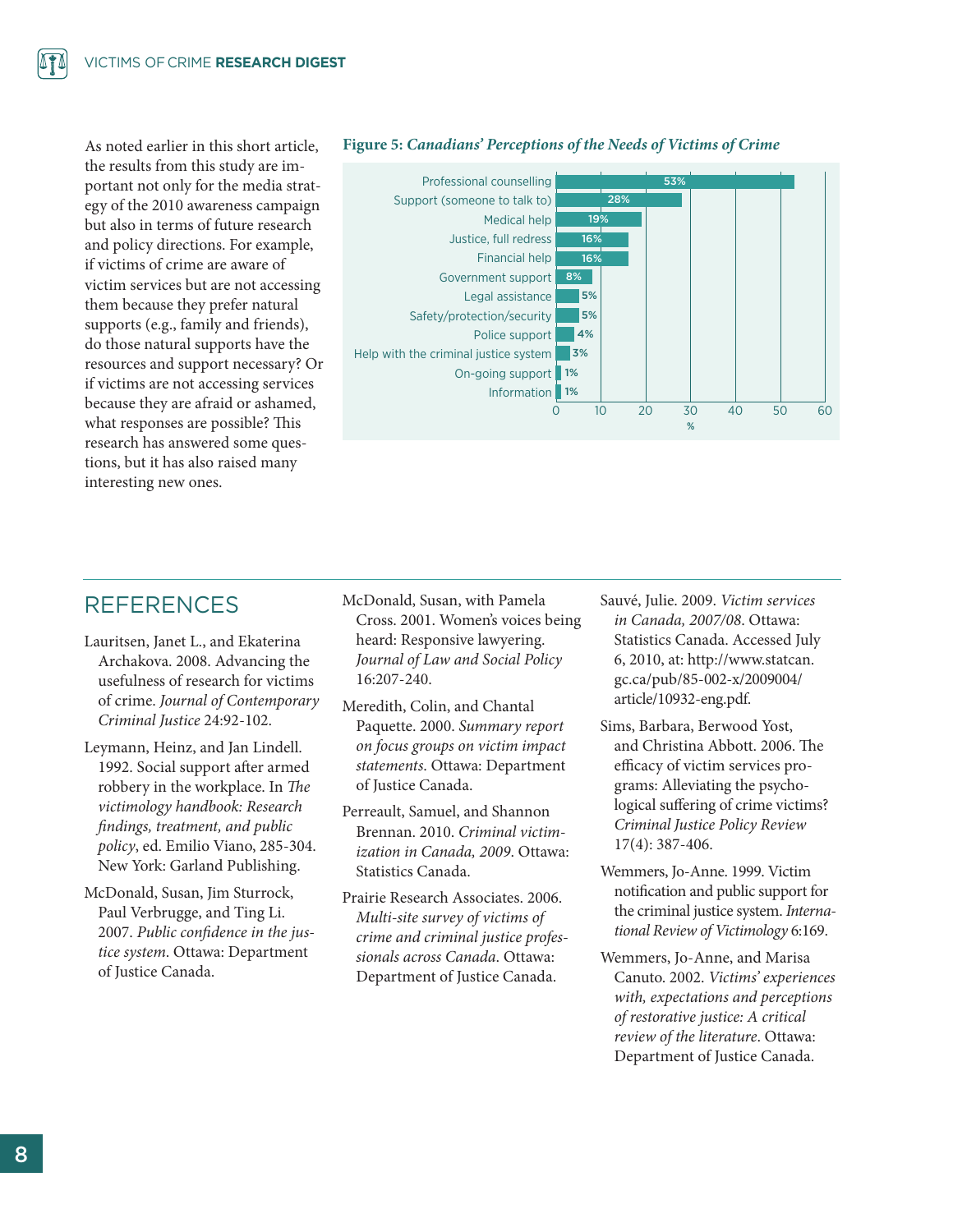As noted earlier in this short article, the results from this study are important not only for the media strategy of the 2010 awareness campaign but also in terms of future research and policy directions. For example, if victims of crime are aware of victim services but are not accessing them because they prefer natural supports (e.g., family and friends), do those natural supports have the resources and support necessary? Or if victims are not accessing services because they are afraid or ashamed, what responses are possible? This research has answered some questions, but it has also raised many interesting new ones.

**Figure 5:** ***Canadians' Perceptions of the Needs of Victims of Crime***

| Need | % |
|---|---|
| Professional counselling | 53% |
| Support (someone to talk to) | 28% |
| Medical help | 19% |
| Justice, full redress | 16% |
| Financial help | 16% |
| Government support | 8% |
| Legal assistance | 5% |
| Safety/protection/security | 5% |
| Police support | 4% |
| Help with the criminal justice system | 3% |
| On-going support | 1% |
| Information | 1% |

## REFERENCES

Lauritsen, Janet L., and Ekaterina Archakova. 2008. Advancing the usefulness of research for victims of crime. *Journal of Contemporary Criminal Justice* 24:92-102.

Leymann, Heinz, and Jan Lindell. 1992. Social support after armed robbery in the workplace. In *The victimology handbook: Research findings, treatment, and public policy*, ed. Emilio Viano, 285-304. New York: Garland Publishing.

McDonald, Susan, Jim Sturrock, Paul Verbrugge, and Ting Li. 2007. *Public confidence in the justice system*. Ottawa: Department of Justice Canada.

McDonald, Susan, with Pamela Cross. 2001. Women's voices being heard: Responsive lawyering. *Journal of Law and Social Policy* 16:207-240.

Meredith, Colin, and Chantal Paquette. 2000. *Summary report on focus groups on victim impact statements*. Ottawa: Department of Justice Canada.

Perreault, Samuel, and Shannon Brennan. 2010. *Criminal victimization in Canada, 2009*. Ottawa: Statistics Canada.

Prairie Research Associates. 2006. *Multi-site survey of victims of crime and criminal justice professionals across Canada*. Ottawa: Department of Justice Canada.

Sauvé, Julie. 2009. *Victim services in Canada, 2007/08*. Ottawa: Statistics Canada. Accessed July 6, 2010, at: http://www.statcan.gc.ca/pub/85-002-x/2009004/article/10932-eng.pdf.

Sims, Barbara, Berwood Yost, and Christina Abbott. 2006. The efficacy of victim services programs: Alleviating the psychological suffering of crime victims? *Criminal Justice Policy Review* 17(4): 387-406.

Wemmers, Jo-Anne. 1999. Victim notification and public support for the criminal justice system. *International Review of Victimology* 6:169.

Wemmers, Jo-Anne, and Marisa Canuto. 2002. *Victims' experiences with, expectations and perceptions of restorative justice: A critical review of the literature*. Ottawa: Department of Justice Canada.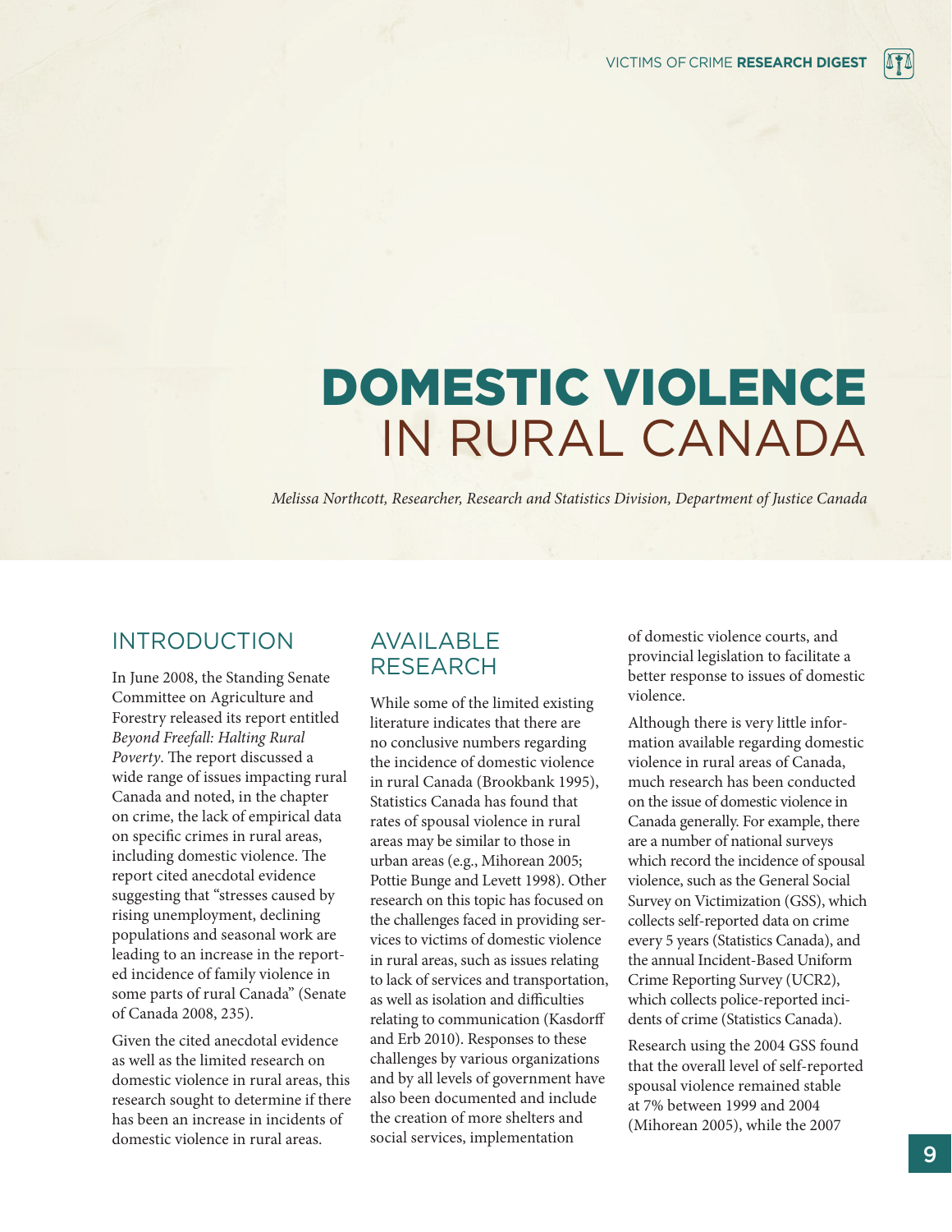# DOMESTIC VIOLENCE IN RURAL CANADA

*Melissa Northcott, Researcher, Research and Statistics Division, Department of Justice Canada*

## INTRODUCTION

In June 2008, the Standing Senate Committee on Agriculture and Forestry released its report entitled *Beyond Freefall: Halting Rural Poverty*. The report discussed a wide range of issues impacting rural Canada and noted, in the chapter on crime, the lack of empirical data on specific crimes in rural areas, including domestic violence. The report cited anecdotal evidence suggesting that "stresses caused by rising unemployment, declining populations and seasonal work are leading to an increase in the reported incidence of family violence in some parts of rural Canada" (Senate of Canada 2008, 235).

Given the cited anecdotal evidence as well as the limited research on domestic violence in rural areas, this research sought to determine if there has been an increase in incidents of domestic violence in rural areas.

## AVAILABLE RESEARCH

While some of the limited existing literature indicates that there are no conclusive numbers regarding the incidence of domestic violence in rural Canada (Brookbank 1995), Statistics Canada has found that rates of spousal violence in rural areas may be similar to those in urban areas (e.g., Mihorean 2005; Pottie Bunge and Levett 1998). Other research on this topic has focused on the challenges faced in providing services to victims of domestic violence in rural areas, such as issues relating to lack of services and transportation, as well as isolation and difficulties relating to communication (Kasdorff and Erb 2010). Responses to these challenges by various organizations and by all levels of government have also been documented and include the creation of more shelters and social services, implementation of domestic violence courts, and provincial legislation to facilitate a better response to issues of domestic violence.

Although there is very little information available regarding domestic violence in rural areas of Canada, much research has been conducted on the issue of domestic violence in Canada generally. For example, there are a number of national surveys which record the incidence of spousal violence, such as the General Social Survey on Victimization (GSS), which collects self-reported data on crime every 5 years (Statistics Canada), and the annual Incident-Based Uniform Crime Reporting Survey (UCR2), which collects police-reported incidents of crime (Statistics Canada).

Research using the 2004 GSS found that the overall level of self-reported spousal violence remained stable at 7% between 1999 and 2004 (Mihorean 2005), while the 2007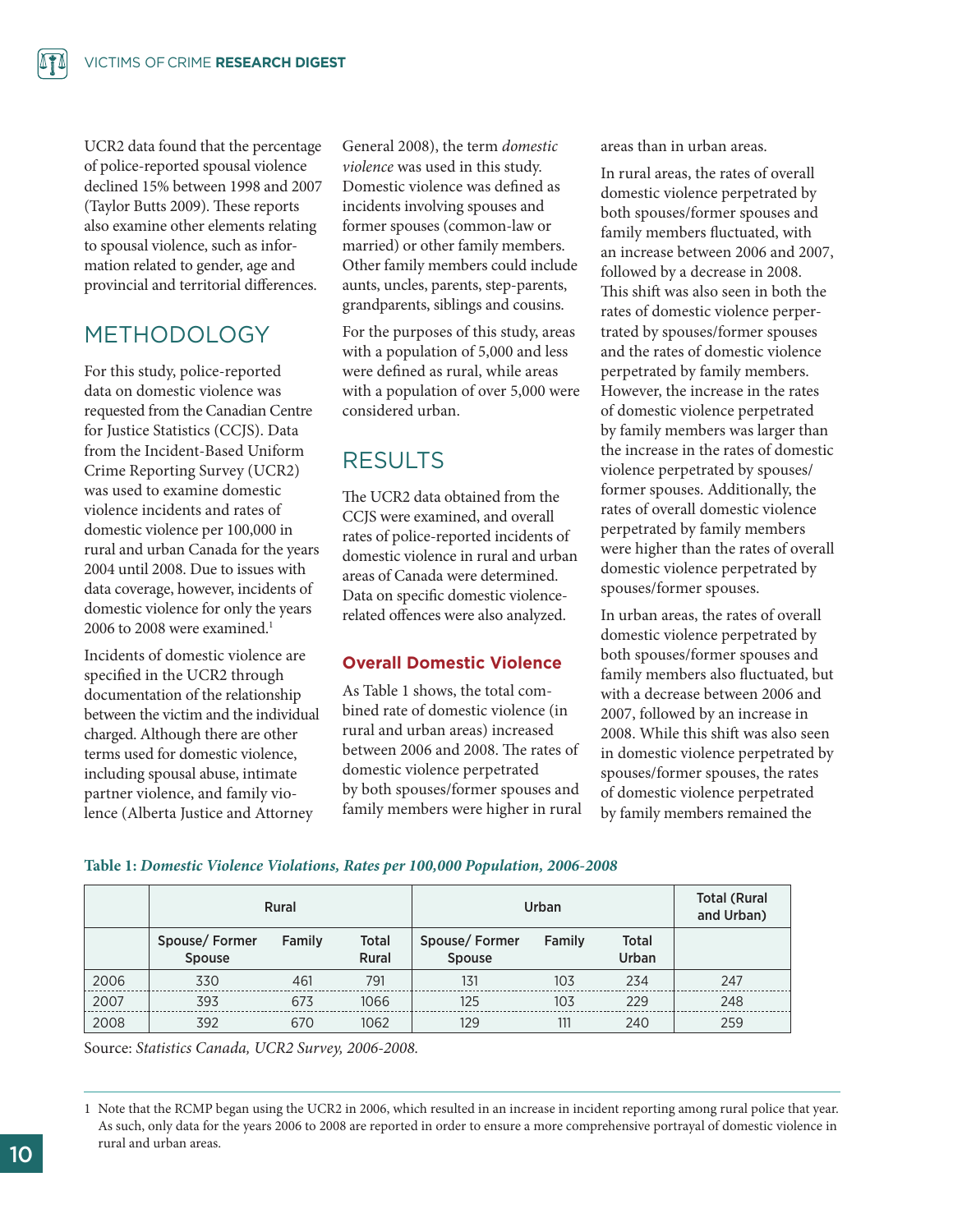UCR2 data found that the percentage of police-reported spousal violence declined 15% between 1998 and 2007 (Taylor Butts 2009). These reports also examine other elements relating to spousal violence, such as information related to gender, age and provincial and territorial differences.

## METHODOLOGY

For this study, police-reported data on domestic violence was requested from the Canadian Centre for Justice Statistics (CCJS). Data from the Incident-Based Uniform Crime Reporting Survey (UCR2) was used to examine domestic violence incidents and rates of domestic violence per 100,000 in rural and urban Canada for the years 2004 until 2008. Due to issues with data coverage, however, incidents of domestic violence for only the years 2006 to 2008 were examined.[1]

Incidents of domestic violence are specified in the UCR2 through documentation of the relationship between the victim and the individual charged. Although there are other terms used for domestic violence, including spousal abuse, intimate partner violence, and family violence (Alberta Justice and Attorney General 2008), the term *domestic violence* was used in this study. Domestic violence was defined as incidents involving spouses and former spouses (common-law or married) or other family members. Other family members could include aunts, uncles, parents, step-parents, grandparents, siblings and cousins.

For the purposes of this study, areas with a population of 5,000 and less were defined as rural, while areas with a population of over 5,000 were considered urban.

## RESULTS

The UCR2 data obtained from the CCJS were examined, and overall rates of police-reported incidents of domestic violence in rural and urban areas of Canada were determined. Data on specific domestic violence-related offences were also analyzed.

### Overall Domestic Violence

As Table 1 shows, the total combined rate of domestic violence (in rural and urban areas) increased between 2006 and 2008. The rates of domestic violence perpetrated by both spouses/former spouses and family members were higher in rural areas than in urban areas.

In rural areas, the rates of overall domestic violence perpetrated by both spouses/former spouses and family members fluctuated, with an increase between 2006 and 2007, followed by a decrease in 2008. This shift was also seen in both the rates of domestic violence perpetrated by spouses/former spouses and the rates of domestic violence perpetrated by family members. However, the increase in the rates of domestic violence perpetrated by family members was larger than the increase in the rates of domestic violence perpetrated by spouses/former spouses. Additionally, the rates of overall domestic violence perpetrated by family members were higher than the rates of overall domestic violence perpetrated by spouses/former spouses.

In urban areas, the rates of overall domestic violence perpetrated by both spouses/former spouses and family members also fluctuated, but with a decrease between 2006 and 2007, followed by an increase in 2008. While this shift was also seen in domestic violence perpetrated by spouses/former spouses, the rates of domestic violence perpetrated by family members remained the

**Table 1:** ***Domestic Violence Violations, Rates per 100,000 Population, 2006-2008***

| | Rural | | | Urban | | | Total (Rural and Urban) |
|---|---|---|---|---|---|---|---|
| | Spouse/ Former Spouse | Family | Total Rural | Spouse/ Former Spouse | Family | Total Urban | |
| 2006 | 330 | 461 | 791 | 131 | 103 | 234 | 247 |
| 2007 | 393 | 673 | 1066 | 125 | 103 | 229 | 248 |
| 2008 | 392 | 670 | 1062 | 129 | 111 | 240 | 259 |

Source: *Statistics Canada, UCR2 Survey, 2006-2008.*

1 Note that the RCMP began using the UCR2 in 2006, which resulted in an increase in incident reporting among rural police that year. As such, only data for the years 2006 to 2008 are reported in order to ensure a more comprehensive portrayal of domestic violence in rural and urban areas.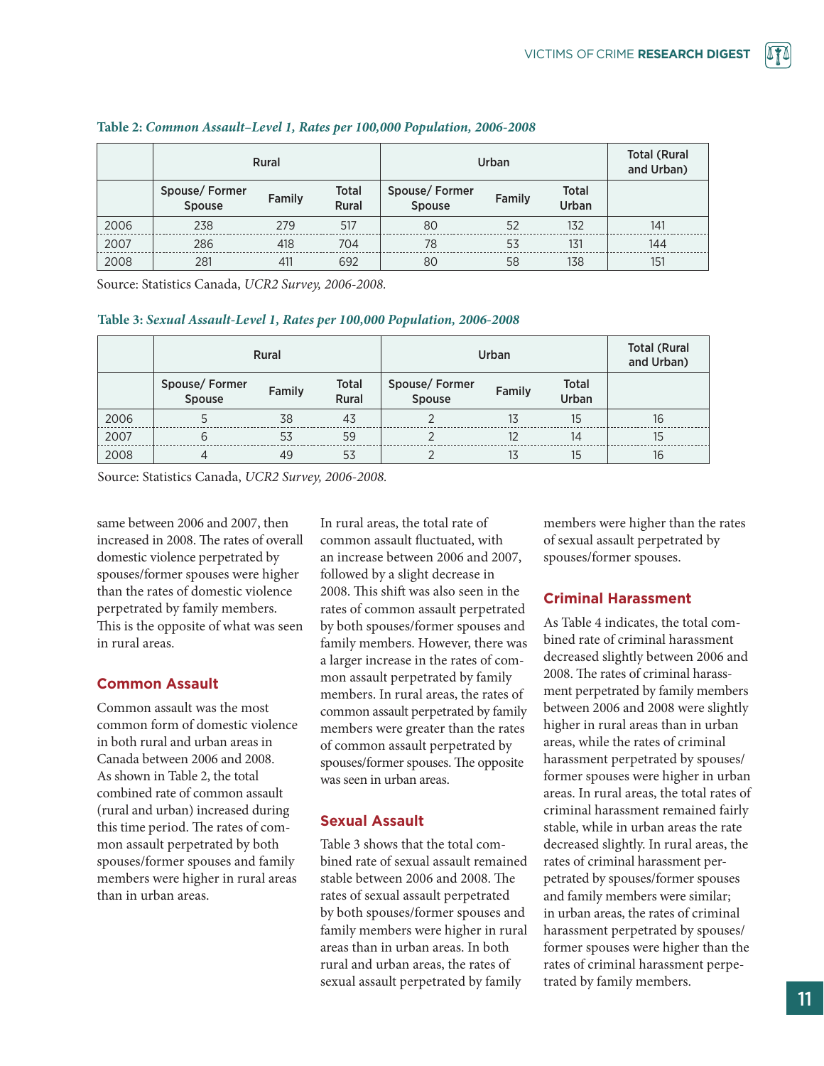**Table 2:** ***Common Assault–Level 1, Rates per 100,000 Population, 2006-2008***

| | Rural | | | Urban | | | Total (Rural and Urban) |
|---|---|---|---|---|---|---|---|
| | Spouse/ Former Spouse | Family | Total Rural | Spouse/ Former Spouse | Family | Total Urban | |
| 2006 | 238 | 279 | 517 | 80 | 52 | 132 | 141 |
| 2007 | 286 | 418 | 704 | 78 | 53 | 131 | 144 |
| 2008 | 281 | 411 | 692 | 80 | 58 | 138 | 151 |

Source: Statistics Canada, *UCR2 Survey, 2006-2008.*

**Table 3:** ***Sexual Assault-Level 1, Rates per 100,000 Population, 2006-2008***

| | Rural | | | Urban | | | Total (Rural and Urban) |
|---|---|---|---|---|---|---|---|
| | Spouse/ Former Spouse | Family | Total Rural | Spouse/ Former Spouse | Family | Total Urban | |
| 2006 | 5 | 38 | 43 | 2 | 13 | 15 | 16 |
| 2007 | 6 | 53 | 59 | 2 | 12 | 14 | 15 |
| 2008 | 4 | 49 | 53 | 2 | 13 | 15 | 16 |

Source: Statistics Canada, *UCR2 Survey, 2006-2008.*

same between 2006 and 2007, then increased in 2008. The rates of overall domestic violence perpetrated by spouses/former spouses were higher than the rates of domestic violence perpetrated by family members. This is the opposite of what was seen in rural areas.

### Common Assault

Common assault was the most common form of domestic violence in both rural and urban areas in Canada between 2006 and 2008. As shown in Table 2, the total combined rate of common assault (rural and urban) increased during this time period. The rates of common assault perpetrated by both spouses/former spouses and family members were higher in rural areas than in urban areas.

In rural areas, the total rate of common assault fluctuated, with an increase between 2006 and 2007, followed by a slight decrease in 2008. This shift was also seen in the rates of common assault perpetrated by both spouses/former spouses and family members. However, there was a larger increase in the rates of common assault perpetrated by family members. In rural areas, the rates of common assault perpetrated by family members were greater than the rates of common assault perpetrated by spouses/former spouses. The opposite was seen in urban areas.

### Sexual Assault

Table 3 shows that the total combined rate of sexual assault remained stable between 2006 and 2008. The rates of sexual assault perpetrated by both spouses/former spouses and family members were higher in rural areas than in urban areas. In both rural and urban areas, the rates of sexual assault perpetrated by family members were higher than the rates of sexual assault perpetrated by spouses/former spouses.

### Criminal Harassment

As Table 4 indicates, the total combined rate of criminal harassment decreased slightly between 2006 and 2008. The rates of criminal harassment perpetrated by family members between 2006 and 2008 were slightly higher in rural areas than in urban areas, while the rates of criminal harassment perpetrated by spouses/former spouses were higher in urban areas. In rural areas, the total rates of criminal harassment remained fairly stable, while in urban areas the rate decreased slightly. In rural areas, the rates of criminal harassment perpetrated by spouses/former spouses and family members were similar; in urban areas, the rates of criminal harassment perpetrated by spouses/former spouses were higher than the rates of criminal harassment perpetrated by family members.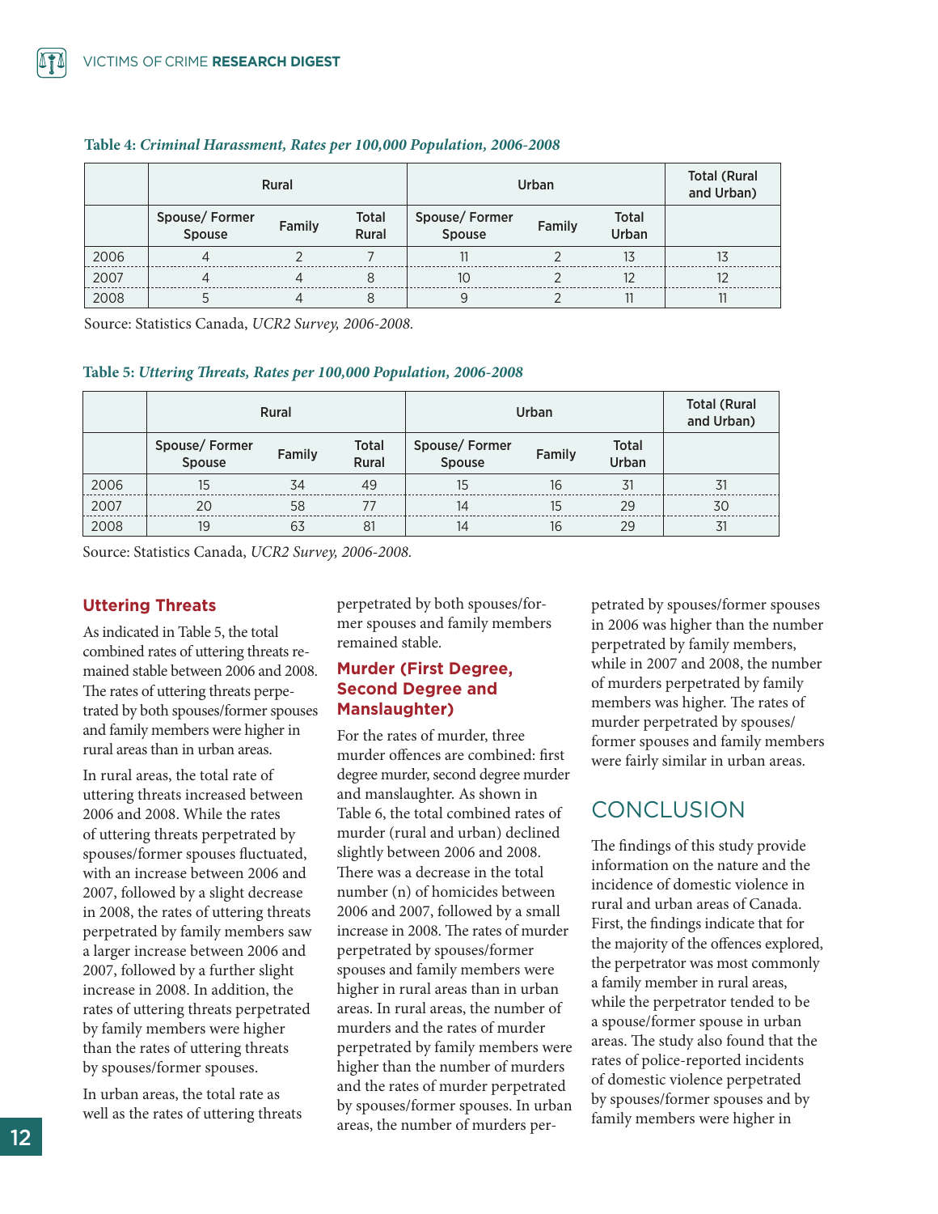**Table 4:** ***Criminal Harassment, Rates per 100,000 Population, 2006-2008***

| | Rural | | | Urban | | | Total (Rural and Urban) |
|---|---|---|---|---|---|---|---|
| | Spouse/ Former Spouse | Family | Total Rural | Spouse/ Former Spouse | Family | Total Urban | |
| 2006 | 4 | 2 | 7 | 11 | 2 | 13 | 13 |
| 2007 | 4 | 4 | 8 | 10 | 2 | 12 | 12 |
| 2008 | 5 | 4 | 8 | 9 | 2 | 11 | 11 |

Source: Statistics Canada, *UCR2 Survey, 2006-2008.*

**Table 5:** ***Uttering Threats, Rates per 100,000 Population, 2006-2008***

| | Rural | | | Urban | | | Total (Rural and Urban) |
|---|---|---|---|---|---|---|---|
| | Spouse/ Former Spouse | Family | Total Rural | Spouse/ Former Spouse | Family | Total Urban | |
| 2006 | 15 | 34 | 49 | 15 | 16 | 31 | 31 |
| 2007 | 20 | 58 | 77 | 14 | 15 | 29 | 30 |
| 2008 | 19 | 63 | 81 | 14 | 16 | 29 | 31 |

Source: Statistics Canada, *UCR2 Survey, 2006-2008.*

### Uttering Threats

As indicated in Table 5, the total combined rates of uttering threats remained stable between 2006 and 2008. The rates of uttering threats perpetrated by both spouses/former spouses and family members were higher in rural areas than in urban areas.

In rural areas, the total rate of uttering threats increased between 2006 and 2008. While the rates of uttering threats perpetrated by spouses/former spouses fluctuated, with an increase between 2006 and 2007, followed by a slight decrease in 2008, the rates of uttering threats perpetrated by family members saw a larger increase between 2006 and 2007, followed by a further slight increase in 2008. In addition, the rates of uttering threats perpetrated by family members were higher than the rates of uttering threats by spouses/former spouses.

In urban areas, the total rate as well as the rates of uttering threats perpetrated by both spouses/former spouses and family members remained stable.

### Murder (First Degree, Second Degree and Manslaughter)

For the rates of murder, three murder offences are combined: first degree murder, second degree murder and manslaughter. As shown in Table 6, the total combined rates of murder (rural and urban) declined slightly between 2006 and 2008. There was a decrease in the total number (n) of homicides between 2006 and 2007, followed by a small increase in 2008. The rates of murder perpetrated by spouses/former spouses and family members were higher in rural areas than in urban areas. In rural areas, the number of murders and the rates of murder perpetrated by family members were higher than the number of murders and the rates of murder perpetrated by spouses/former spouses. In urban areas, the number of murders perpetrated by spouses/former spouses in 2006 was higher than the number perpetrated by family members, while in 2007 and 2008, the number of murders perpetrated by family members was higher. The rates of murder perpetrated by spouses/former spouses and family members were fairly similar in urban areas.

## CONCLUSION

The findings of this study provide information on the nature and the incidence of domestic violence in rural and urban areas of Canada. First, the findings indicate that for the majority of the offences explored, the perpetrator was most commonly a family member in rural areas, while the perpetrator tended to be a spouse/former spouse in urban areas. The study also found that the rates of police-reported incidents of domestic violence perpetrated by spouses/former spouses and by family members were higher in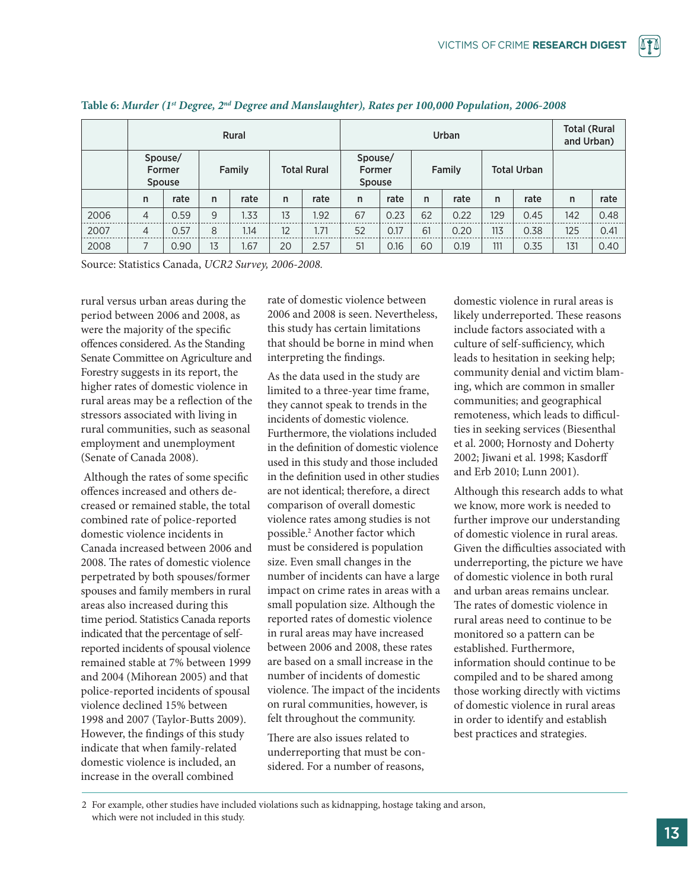**Table 6:** ***Murder (1st Degree, 2nd Degree and Manslaughter), Rates per 100,000 Population, 2006-2008***

| | Rural | | | | | | Urban | | | | | | Total (Rural and Urban) | |
|---|---|---|---|---|---|---|---|---|---|---|---|---|---|---|
| | Spouse/ Former Spouse | | Family | | Total Rural | | Spouse/ Former Spouse | | Family | | Total Urban | | | |
| | n | rate | n | rate | n | rate | n | rate | n | rate | n | rate | n | rate |
| 2006 | 4 | 0.59 | 9 | 1.33 | 13 | 1.92 | 67 | 0.23 | 62 | 0.22 | 129 | 0.45 | 142 | 0.48 |
| 2007 | 4 | 0.57 | 8 | 1.14 | 12 | 1.71 | 52 | 0.17 | 61 | 0.20 | 113 | 0.38 | 125 | 0.41 |
| 2008 | 7 | 0.90 | 13 | 1.67 | 20 | 2.57 | 51 | 0.16 | 60 | 0.19 | 111 | 0.35 | 131 | 0.40 |

Source: Statistics Canada, *UCR2 Survey, 2006-2008.*

rural versus urban areas during the period between 2006 and 2008, as were the majority of the specific offences considered. As the Standing Senate Committee on Agriculture and Forestry suggests in its report, the higher rates of domestic violence in rural areas may be a reflection of the stressors associated with living in rural communities, such as seasonal employment and unemployment (Senate of Canada 2008).

Although the rates of some specific offences increased and others decreased or remained stable, the total combined rate of police-reported domestic violence incidents in Canada increased between 2006 and 2008. The rates of domestic violence perpetrated by both spouses/former spouses and family members in rural areas also increased during this time period. Statistics Canada reports indicated that the percentage of self-reported incidents of spousal violence remained stable at 7% between 1999 and 2004 (Mihorean 2005) and that police-reported incidents of spousal violence declined 15% between 1998 and 2007 (Taylor-Butts 2009). However, the findings of this study indicate that when family-related domestic violence is included, an increase in the overall combined rate of domestic violence between 2006 and 2008 is seen. Nevertheless, this study has certain limitations that should be borne in mind when interpreting the findings.

As the data used in the study are limited to a three-year time frame, they cannot speak to trends in the incidents of domestic violence. Furthermore, the violations included in the definition of domestic violence used in this study and those included in the definition used in other studies are not identical; therefore, a direct comparison of overall domestic violence rates among studies is not possible.[2] Another factor which must be considered is population size. Even small changes in the number of incidents can have a large impact on crime rates in areas with a small population size. Although the reported rates of domestic violence in rural areas may have increased between 2006 and 2008, these rates are based on a small increase in the number of incidents of domestic violence. The impact of the incidents on rural communities, however, is felt throughout the community.

There are also issues related to underreporting that must be considered. For a number of reasons, domestic violence in rural areas is likely underreported. These reasons include factors associated with a culture of self-sufficiency, which leads to hesitation in seeking help; community denial and victim blaming, which are common in smaller communities; and geographical remoteness, which leads to difficulties in seeking services (Biesenthal et al. 2000; Hornosty and Doherty 2002; Jiwani et al. 1998; Kasdorff and Erb 2010; Lunn 2001).

Although this research adds to what we know, more work is needed to further improve our understanding of domestic violence in rural areas. Given the difficulties associated with underreporting, the picture we have of domestic violence in both rural and urban areas remains unclear. The rates of domestic violence in rural areas need to continue to be monitored so a pattern can be established. Furthermore, information should continue to be compiled and to be shared among those working directly with victims of domestic violence in rural areas in order to identify and establish best practices and strategies.

---

2 For example, other studies have included violations such as kidnapping, hostage taking and arson, which were not included in this study.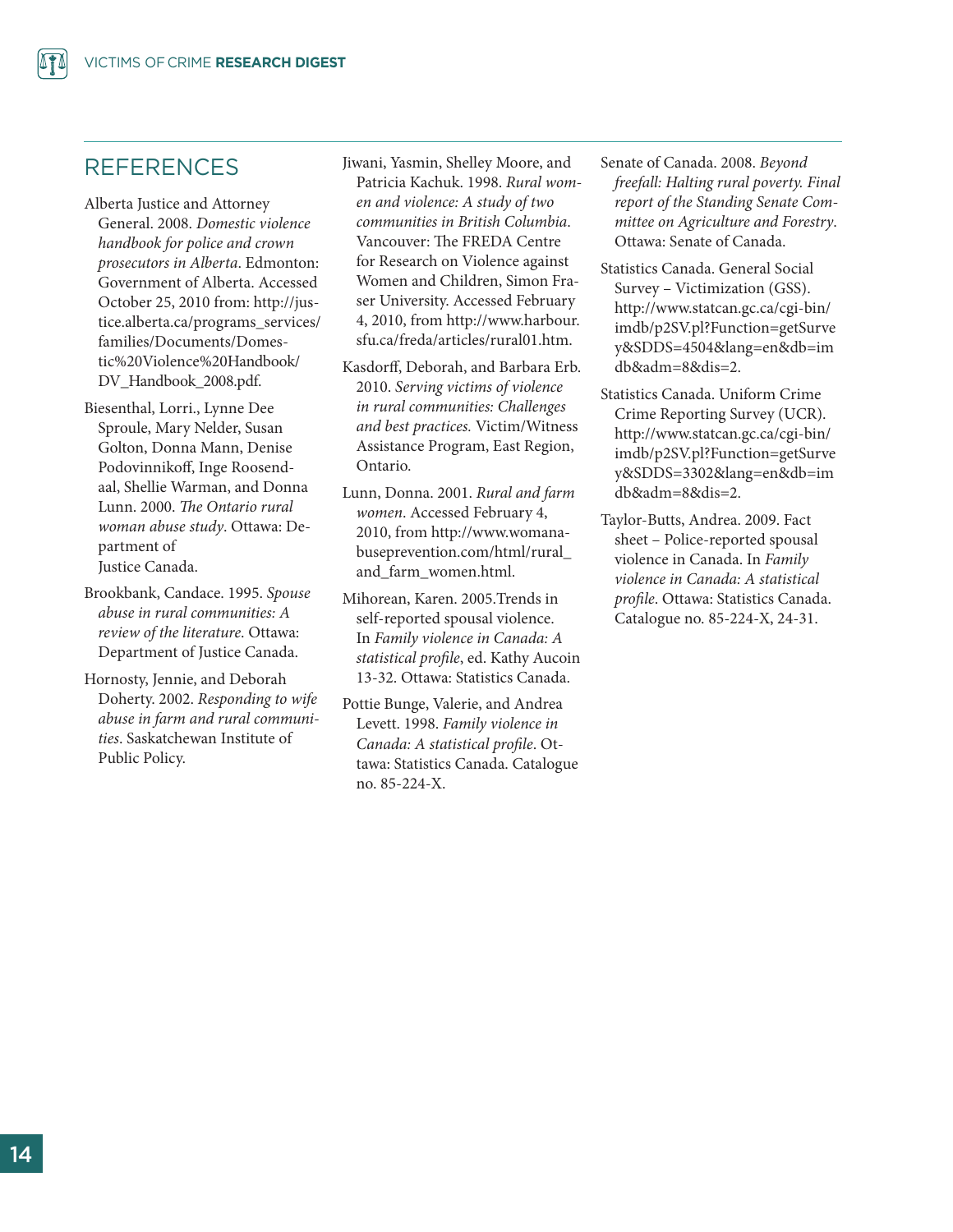## REFERENCES

Alberta Justice and Attorney General. 2008. *Domestic violence handbook for police and crown prosecutors in Alberta*. Edmonton: Government of Alberta. Accessed October 25, 2010 from: http://justice.alberta.ca/programs_services/families/Documents/Domestic%20Violence%20Handbook/DV_Handbook_2008.pdf.

Biesenthal, Lorri., Lynne Dee Sproule, Mary Nelder, Susan Golton, Donna Mann, Denise Podovinnikoff, Inge Roosendaal, Shellie Warman, and Donna Lunn. 2000. *The Ontario rural woman abuse study*. Ottawa: Department of Justice Canada.

Brookbank, Candace. 1995. *Spouse abuse in rural communities: A review of the literature.* Ottawa: Department of Justice Canada.

Hornosty, Jennie, and Deborah Doherty. 2002. *Responding to wife abuse in farm and rural communities*. Saskatchewan Institute of Public Policy.

Jiwani, Yasmin, Shelley Moore, and Patricia Kachuk. 1998. *Rural women and violence: A study of two communities in British Columbia.* Vancouver: The FREDA Centre for Research on Violence against Women and Children, Simon Fraser University. Accessed February 4, 2010, from http://www.harbour.sfu.ca/freda/articles/rural01.htm.

Kasdorff, Deborah, and Barbara Erb. 2010. *Serving victims of violence in rural communities: Challenges and best practices.* Victim/Witness Assistance Program, East Region, Ontario.

Lunn, Donna. 2001. *Rural and farm women.* Accessed February 4, 2010, from http://www.womanabuseprevention.com/html/rural_and_farm_women.html.

Mihorean, Karen. 2005.Trends in self-reported spousal violence. In *Family violence in Canada: A statistical profile*, ed. Kathy Aucoin 13-32. Ottawa: Statistics Canada.

Pottie Bunge, Valerie, and Andrea Levett. 1998. *Family violence in Canada: A statistical profile*. Ottawa: Statistics Canada. Catalogue no. 85-224-X.

Senate of Canada. 2008. *Beyond freefall: Halting rural poverty. Final report of the Standing Senate Committee on Agriculture and Forestry*. Ottawa: Senate of Canada.

Statistics Canada. General Social Survey – Victimization (GSS). http://www.statcan.gc.ca/cgi-bin/imdb/p2SV.pl?Function=getSurvey&SDDS=4504&lang=en&db=imdb&adm=8&dis=2.

Statistics Canada. Uniform Crime Crime Reporting Survey (UCR). http://www.statcan.gc.ca/cgi-bin/imdb/p2SV.pl?Function=getSurvey&SDDS=3302&lang=en&db=imdb&adm=8&dis=2.

Taylor-Butts, Andrea. 2009. Fact sheet – Police-reported spousal violence in Canada. In *Family violence in Canada: A statistical profile*. Ottawa: Statistics Canada. Catalogue no. 85-224-X, 24-31.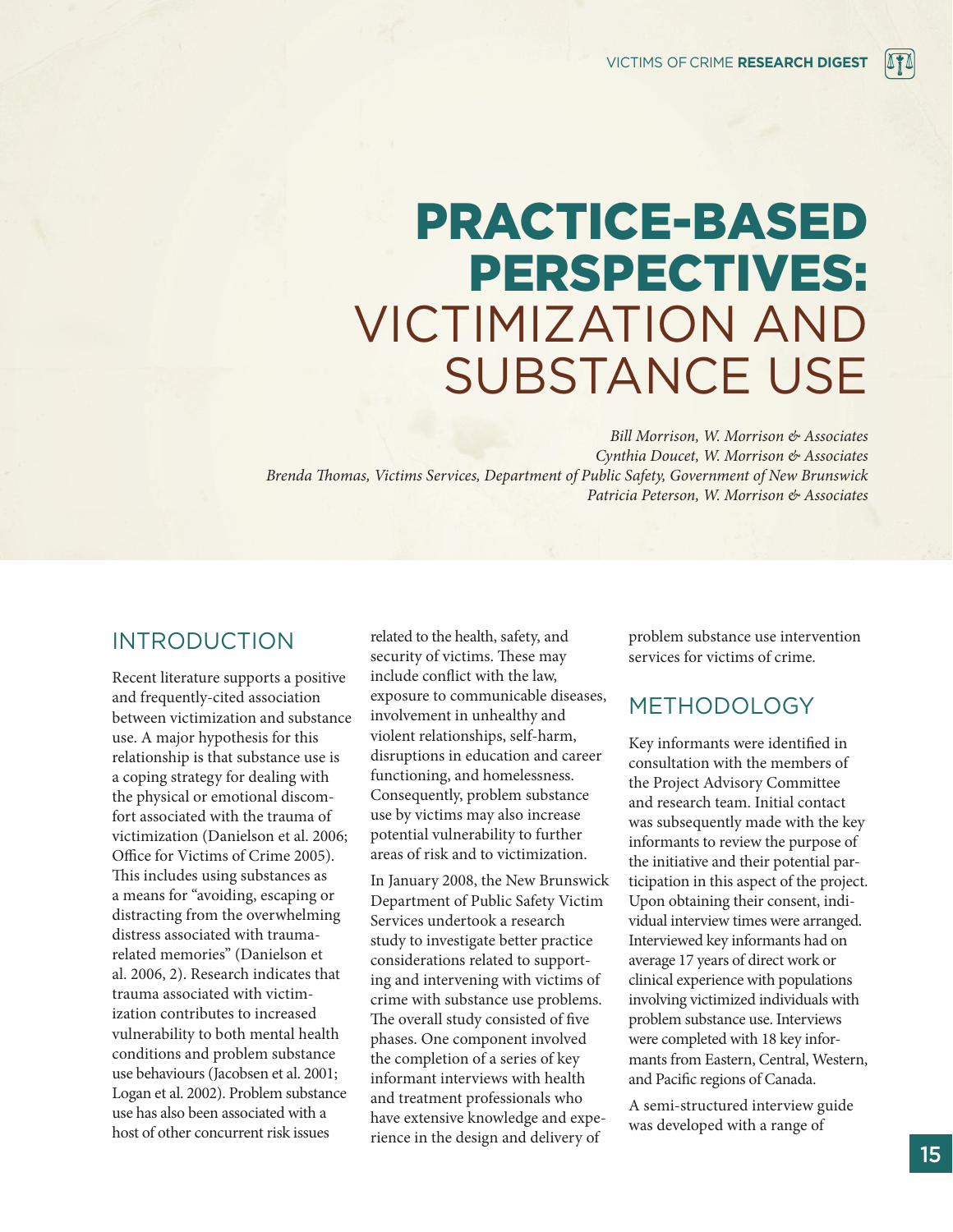# PRACTICE-BASED PERSPECTIVES: VICTIMIZATION AND SUBSTANCE USE

*Bill Morrison, W. Morrison & Associates*
*Cynthia Doucet, W. Morrison & Associates*
*Brenda Thomas, Victims Services, Department of Public Safety, Government of New Brunswick*
*Patricia Peterson, W. Morrison & Associates*

## INTRODUCTION

Recent literature supports a positive and frequently-cited association between victimization and substance use. A major hypothesis for this relationship is that substance use is a coping strategy for dealing with the physical or emotional discomfort associated with the trauma of victimization (Danielson et al. 2006; Office for Victims of Crime 2005). This includes using substances as a means for "avoiding, escaping or distracting from the overwhelming distress associated with trauma-related memories" (Danielson et al. 2006, 2). Research indicates that trauma associated with victimization contributes to increased vulnerability to both mental health conditions and problem substance use behaviours (Jacobsen et al. 2001; Logan et al. 2002). Problem substance use has also been associated with a host of other concurrent risk issues related to the health, safety, and security of victims. These may include conflict with the law, exposure to communicable diseases, involvement in unhealthy and violent relationships, self-harm, disruptions in education and career functioning, and homelessness. Consequently, problem substance use by victims may also increase potential vulnerability to further areas of risk and to victimization.

In January 2008, the New Brunswick Department of Public Safety Victim Services undertook a research study to investigate better practice considerations related to supporting and intervening with victims of crime with substance use problems. The overall study consisted of five phases. One component involved the completion of a series of key informant interviews with health and treatment professionals who have extensive knowledge and experience in the design and delivery of problem substance use intervention services for victims of crime.

## METHODOLOGY

Key informants were identified in consultation with the members of the Project Advisory Committee and research team. Initial contact was subsequently made with the key informants to review the purpose of the initiative and their potential participation in this aspect of the project. Upon obtaining their consent, individual interview times were arranged. Interviewed key informants had on average 17 years of direct work or clinical experience with populations involving victimized individuals with problem substance use. Interviews were completed with 18 key informants from Eastern, Central, Western, and Pacific regions of Canada.

A semi-structured interview guide was developed with a range of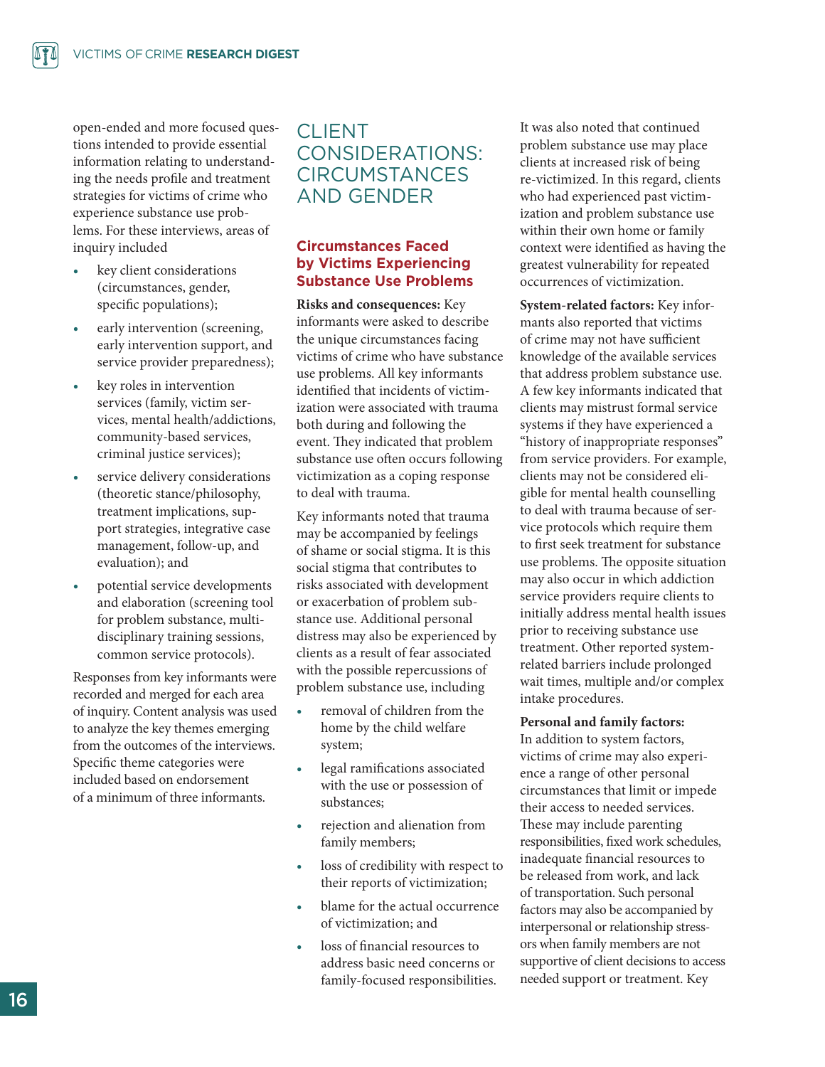open-ended and more focused questions intended to provide essential information relating to understanding the needs profile and treatment strategies for victims of crime who experience substance use problems. For these interviews, areas of inquiry included

- key client considerations (circumstances, gender, specific populations);
- early intervention (screening, early intervention support, and service provider preparedness);
- key roles in intervention services (family, victim services, mental health/addictions, community-based services, criminal justice services);
- service delivery considerations (theoretic stance/philosophy, treatment implications, support strategies, integrative case management, follow-up, and evaluation); and
- potential service developments and elaboration (screening tool for problem substance, multidisciplinary training sessions, common service protocols).

Responses from key informants were recorded and merged for each area of inquiry. Content analysis was used to analyze the key themes emerging from the outcomes of the interviews. Specific theme categories were included based on endorsement of a minimum of three informants.

# CLIENT CONSIDERATIONS: CIRCUMSTANCES AND GENDER

## Circumstances Faced by Victims Experiencing Substance Use Problems

**Risks and consequences:** Key informants were asked to describe the unique circumstances facing victims of crime who have substance use problems. All key informants identified that incidents of victimization were associated with trauma both during and following the event. They indicated that problem substance use often occurs following victimization as a coping response to deal with trauma.

Key informants noted that trauma may be accompanied by feelings of shame or social stigma. It is this social stigma that contributes to risks associated with development or exacerbation of problem substance use. Additional personal distress may also be experienced by clients as a result of fear associated with the possible repercussions of problem substance use, including

- removal of children from the home by the child welfare system;
- legal ramifications associated with the use or possession of substances;
- rejection and alienation from family members;
- loss of credibility with respect to their reports of victimization;
- blame for the actual occurrence of victimization; and
- loss of financial resources to address basic need concerns or family-focused responsibilities.

It was also noted that continued problem substance use may place clients at increased risk of being re-victimized. In this regard, clients who had experienced past victimization and problem substance use within their own home or family context were identified as having the greatest vulnerability for repeated occurrences of victimization.

**System-related factors:** Key informants also reported that victims of crime may not have sufficient knowledge of the available services that address problem substance use. A few key informants indicated that clients may mistrust formal service systems if they have experienced a "history of inappropriate responses" from service providers. For example, clients may not be considered eligible for mental health counselling to deal with trauma because of service protocols which require them to first seek treatment for substance use problems. The opposite situation may also occur in which addiction service providers require clients to initially address mental health issues prior to receiving substance use treatment. Other reported system-related barriers include prolonged wait times, multiple and/or complex intake procedures.

**Personal and family factors:** In addition to system factors, victims of crime may also experience a range of other personal circumstances that limit or impede their access to needed services. These may include parenting responsibilities, fixed work schedules, inadequate financial resources to be released from work, and lack of transportation. Such personal factors may also be accompanied by interpersonal or relationship stressors when family members are not supportive of client decisions to access needed support or treatment. Key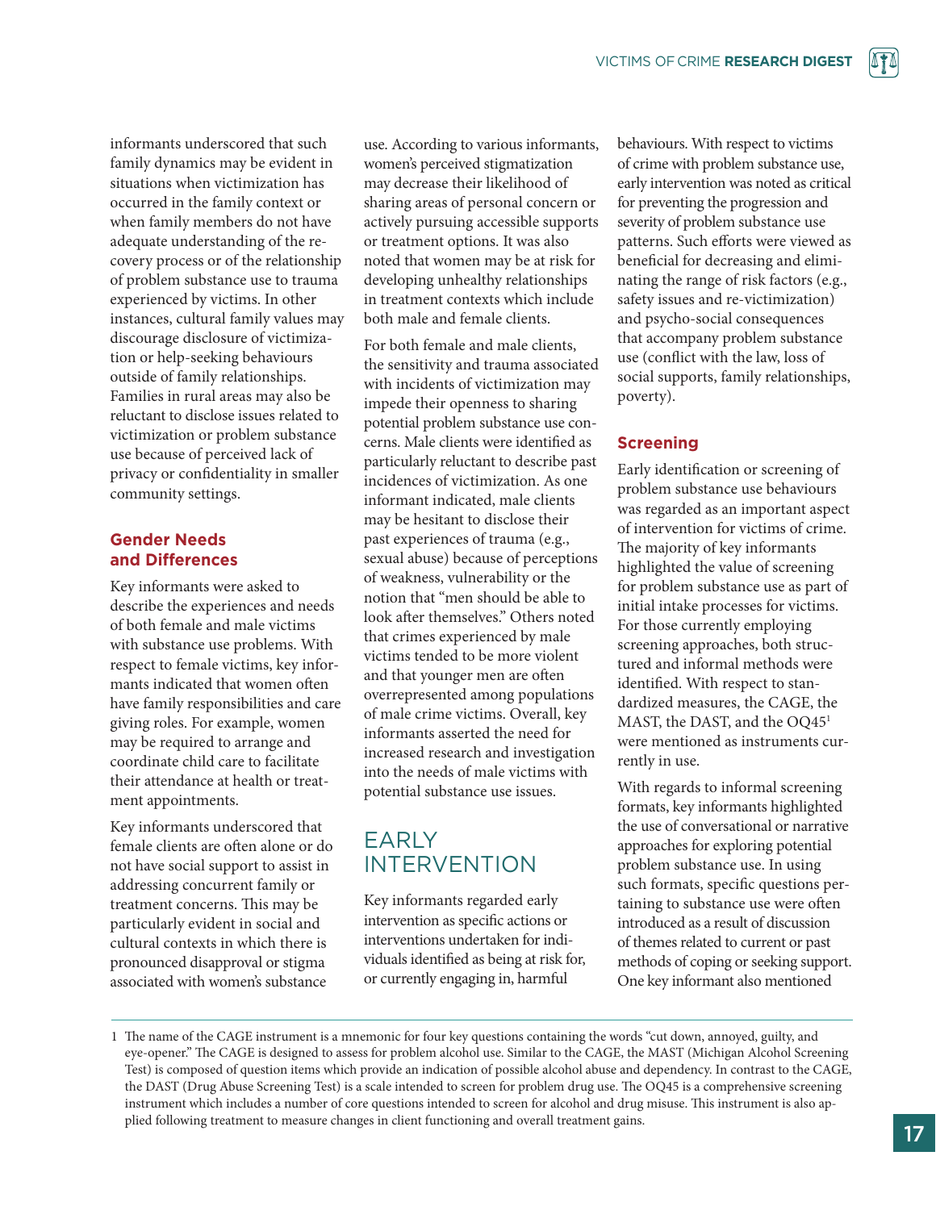informants underscored that such family dynamics may be evident in situations when victimization has occurred in the family context or when family members do not have adequate understanding of the recovery process or of the relationship of problem substance use to trauma experienced by victims. In other instances, cultural family values may discourage disclosure of victimization or help-seeking behaviours outside of family relationships. Families in rural areas may also be reluctant to disclose issues related to victimization or problem substance use because of perceived lack of privacy or confidentiality in smaller community settings.

### Gender Needs and Differences

Key informants were asked to describe the experiences and needs of both female and male victims with substance use problems. With respect to female victims, key informants indicated that women often have family responsibilities and care giving roles. For example, women may be required to arrange and coordinate child care to facilitate their attendance at health or treatment appointments.

Key informants underscored that female clients are often alone or do not have social support to assist in addressing concurrent family or treatment concerns. This may be particularly evident in social and cultural contexts in which there is pronounced disapproval or stigma associated with women's substance use. According to various informants, women's perceived stigmatization may decrease their likelihood of sharing areas of personal concern or actively pursuing accessible supports or treatment options. It was also noted that women may be at risk for developing unhealthy relationships in treatment contexts which include both male and female clients.

For both female and male clients, the sensitivity and trauma associated with incidents of victimization may impede their openness to sharing potential problem substance use concerns. Male clients were identified as particularly reluctant to describe past incidences of victimization. As one informant indicated, male clients may be hesitant to disclose their past experiences of trauma (e.g., sexual abuse) because of perceptions of weakness, vulnerability or the notion that "men should be able to look after themselves." Others noted that crimes experienced by male victims tended to be more violent and that younger men are often overrepresented among populations of male crime victims. Overall, key informants asserted the need for increased research and investigation into the needs of male victims with potential substance use issues.

## EARLY INTERVENTION

Key informants regarded early intervention as specific actions or interventions undertaken for individuals identified as being at risk for, or currently engaging in, harmful behaviours. With respect to victims of crime with problem substance use, early intervention was noted as critical for preventing the progression and severity of problem substance use patterns. Such efforts were viewed as beneficial for decreasing and eliminating the range of risk factors (e.g., safety issues and re-victimization) and psycho-social consequences that accompany problem substance use (conflict with the law, loss of social supports, family relationships, poverty).

### Screening

Early identification or screening of problem substance use behaviours was regarded as an important aspect of intervention for victims of crime. The majority of key informants highlighted the value of screening for problem substance use as part of initial intake processes for victims. For those currently employing screening approaches, both structured and informal methods were identified. With respect to standardized measures, the CAGE, the MAST, the DAST, and the OQ45[1] were mentioned as instruments currently in use.

With regards to informal screening formats, key informants highlighted the use of conversational or narrative approaches for exploring potential problem substance use. In using such formats, specific questions pertaining to substance use were often introduced as a result of discussion of themes related to current or past methods of coping or seeking support. One key informant also mentioned

---

1 The name of the CAGE instrument is a mnemonic for four key questions containing the words "cut down, annoyed, guilty, and eye-opener." The CAGE is designed to assess for problem alcohol use. Similar to the CAGE, the MAST (Michigan Alcohol Screening Test) is composed of question items which provide an indication of possible alcohol abuse and dependency. In contrast to the CAGE, the DAST (Drug Abuse Screening Test) is a scale intended to screen for problem drug use. The OQ45 is a comprehensive screening instrument which includes a number of core questions intended to screen for alcohol and drug misuse. This instrument is also applied following treatment to measure changes in client functioning and overall treatment gains.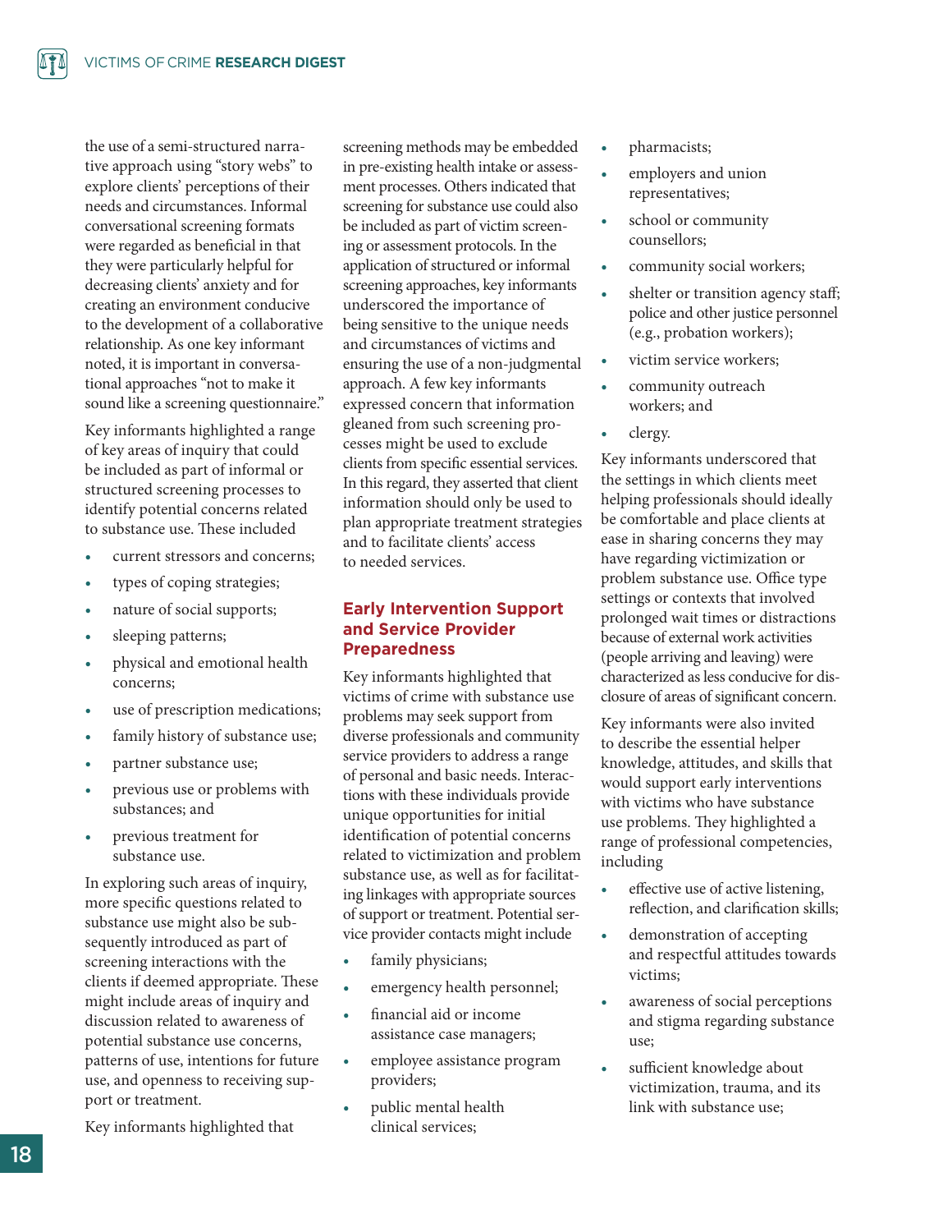the use of a semi-structured narrative approach using "story webs" to explore clients' perceptions of their needs and circumstances. Informal conversational screening formats were regarded as beneficial in that they were particularly helpful for decreasing clients' anxiety and for creating an environment conducive to the development of a collaborative relationship. As one key informant noted, it is important in conversational approaches "not to make it sound like a screening questionnaire."

Key informants highlighted a range of key areas of inquiry that could be included as part of informal or structured screening processes to identify potential concerns related to substance use. These included

- current stressors and concerns;
- types of coping strategies;
- nature of social supports;
- sleeping patterns;
- physical and emotional health concerns;
- use of prescription medications;
- family history of substance use;
- partner substance use;
- previous use or problems with substances; and
- previous treatment for substance use.

In exploring such areas of inquiry, more specific questions related to substance use might also be subsequently introduced as part of screening interactions with the clients if deemed appropriate. These might include areas of inquiry and discussion related to awareness of potential substance use concerns, patterns of use, intentions for future use, and openness to receiving support or treatment.

Key informants highlighted that screening methods may be embedded in pre-existing health intake or assessment processes. Others indicated that screening for substance use could also be included as part of victim screening or assessment protocols. In the application of structured or informal screening approaches, key informants underscored the importance of being sensitive to the unique needs and circumstances of victims and ensuring the use of a non-judgmental approach. A few key informants expressed concern that information gleaned from such screening processes might be used to exclude clients from specific essential services. In this regard, they asserted that client information should only be used to plan appropriate treatment strategies and to facilitate clients' access to needed services.

## Early Intervention Support and Service Provider Preparedness

Key informants highlighted that victims of crime with substance use problems may seek support from diverse professionals and community service providers to address a range of personal and basic needs. Interactions with these individuals provide unique opportunities for initial identification of potential concerns related to victimization and problem substance use, as well as for facilitating linkages with appropriate sources of support or treatment. Potential service provider contacts might include

- family physicians;
- emergency health personnel;
- financial aid or income assistance case managers;
- employee assistance program providers;
- public mental health clinical services;
- pharmacists;
- employers and union representatives;
- school or community counsellors;
- community social workers;
- shelter or transition agency staff; police and other justice personnel (e.g., probation workers);
- victim service workers;
- community outreach workers; and
- clergy.

Key informants underscored that the settings in which clients meet helping professionals should ideally be comfortable and place clients at ease in sharing concerns they may have regarding victimization or problem substance use. Office type settings or contexts that involved prolonged wait times or distractions because of external work activities (people arriving and leaving) were characterized as less conducive for disclosure of areas of significant concern.

Key informants were also invited to describe the essential helper knowledge, attitudes, and skills that would support early interventions with victims who have substance use problems. They highlighted a range of professional competencies, including

- effective use of active listening, reflection, and clarification skills;
- demonstration of accepting and respectful attitudes towards victims;
- awareness of social perceptions and stigma regarding substance use;
- sufficient knowledge about victimization, trauma, and its link with substance use;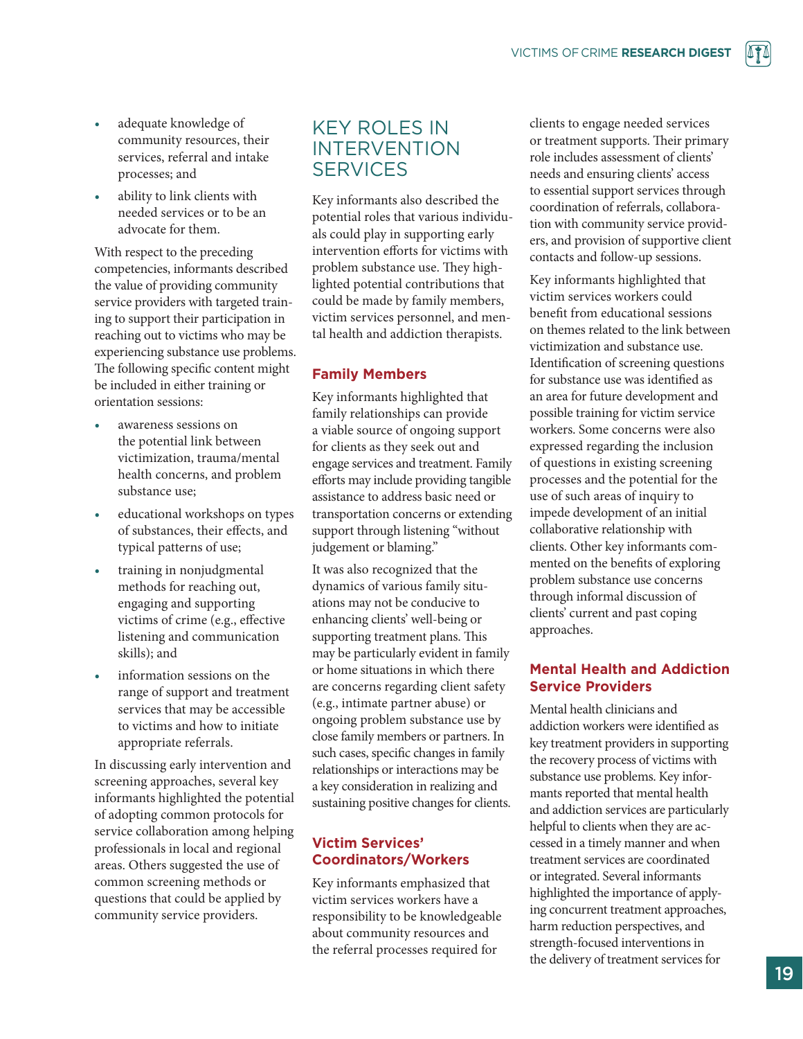- adequate knowledge of community resources, their services, referral and intake processes; and
- ability to link clients with needed services or to be an advocate for them.

With respect to the preceding competencies, informants described the value of providing community service providers with targeted training to support their participation in reaching out to victims who may be experiencing substance use problems. The following specific content might be included in either training or orientation sessions:

- awareness sessions on the potential link between victimization, trauma/mental health concerns, and problem substance use;
- educational workshops on types of substances, their effects, and typical patterns of use;
- training in nonjudgmental methods for reaching out, engaging and supporting victims of crime (e.g., effective listening and communication skills); and
- information sessions on the range of support and treatment services that may be accessible to victims and how to initiate appropriate referrals.

In discussing early intervention and screening approaches, several key informants highlighted the potential of adopting common protocols for service collaboration among helping professionals in local and regional areas. Others suggested the use of common screening methods or questions that could be applied by community service providers.

## KEY ROLES IN INTERVENTION SERVICES

Key informants also described the potential roles that various individuals could play in supporting early intervention efforts for victims with problem substance use. They highlighted potential contributions that could be made by family members, victim services personnel, and mental health and addiction therapists.

### Family Members

Key informants highlighted that family relationships can provide a viable source of ongoing support for clients as they seek out and engage services and treatment. Family efforts may include providing tangible assistance to address basic need or transportation concerns or extending support through listening "without judgement or blaming."

It was also recognized that the dynamics of various family situations may not be conducive to enhancing clients' well-being or supporting treatment plans. This may be particularly evident in family or home situations in which there are concerns regarding client safety (e.g., intimate partner abuse) or ongoing problem substance use by close family members or partners. In such cases, specific changes in family relationships or interactions may be a key consideration in realizing and sustaining positive changes for clients.

### Victim Services' Coordinators/Workers

Key informants emphasized that victim services workers have a responsibility to be knowledgeable about community resources and the referral processes required for clients to engage needed services or treatment supports. Their primary role includes assessment of clients' needs and ensuring clients' access to essential support services through coordination of referrals, collaboration with community service providers, and provision of supportive client contacts and follow-up sessions.

Key informants highlighted that victim services workers could benefit from educational sessions on themes related to the link between victimization and substance use. Identification of screening questions for substance use was identified as an area for future development and possible training for victim service workers. Some concerns were also expressed regarding the inclusion of questions in existing screening processes and the potential for the use of such areas of inquiry to impede development of an initial collaborative relationship with clients. Other key informants commented on the benefits of exploring problem substance use concerns through informal discussion of clients' current and past coping approaches.

### Mental Health and Addiction Service Providers

Mental health clinicians and addiction workers were identified as key treatment providers in supporting the recovery process of victims with substance use problems. Key informants reported that mental health and addiction services are particularly helpful to clients when they are accessed in a timely manner and when treatment services are coordinated or integrated. Several informants highlighted the importance of applying concurrent treatment approaches, harm reduction perspectives, and strength-focused interventions in the delivery of treatment services for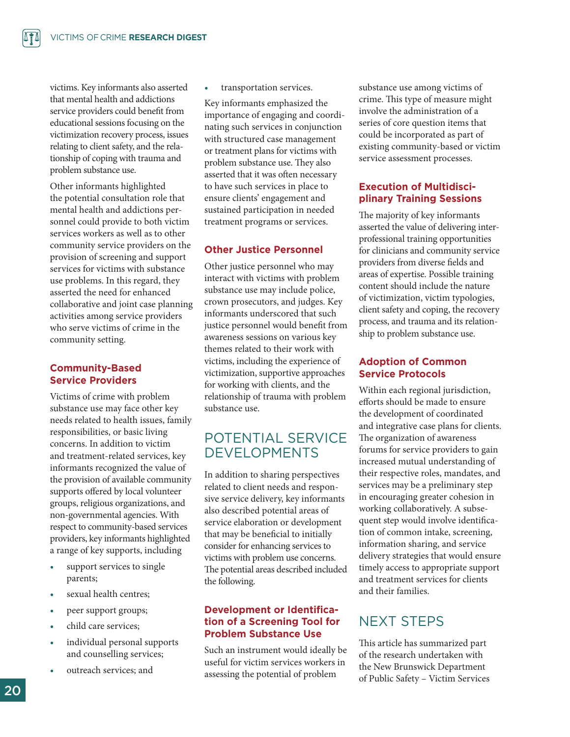victims. Key informants also asserted that mental health and addictions service providers could benefit from educational sessions focusing on the victimization recovery process, issues relating to client safety, and the relationship of coping with trauma and problem substance use.

Other informants highlighted the potential consultation role that mental health and addictions personnel could provide to both victim services workers as well as to other community service providers on the provision of screening and support services for victims with substance use problems. In this regard, they asserted the need for enhanced collaborative and joint case planning activities among service providers who serve victims of crime in the community setting.

### Community-Based Service Providers

Victims of crime with problem substance use may face other key needs related to health issues, family responsibilities, or basic living concerns. In addition to victim and treatment-related services, key informants recognized the value of the provision of available community supports offered by local volunteer groups, religious organizations, and non-governmental agencies. With respect to community-based services providers, key informants highlighted a range of key supports, including

- support services to single parents;
- sexual health centres;
- peer support groups;
- child care services;
- individual personal supports and counselling services;
- outreach services; and
- transportation services.

Key informants emphasized the importance of engaging and coordinating such services in conjunction with structured case management or treatment plans for victims with problem substance use. They also asserted that it was often necessary to have such services in place to ensure clients' engagement and sustained participation in needed treatment programs or services.

### Other Justice Personnel

Other justice personnel who may interact with victims with problem substance use may include police, crown prosecutors, and judges. Key informants underscored that such justice personnel would benefit from awareness sessions on various key themes related to their work with victims, including the experience of victimization, supportive approaches for working with clients, and the relationship of trauma with problem substance use.

## POTENTIAL SERVICE DEVELOPMENTS

In addition to sharing perspectives related to client needs and responsive service delivery, key informants also described potential areas of service elaboration or development that may be beneficial to initially consider for enhancing services to victims with problem use concerns. The potential areas described included the following.

### Development or Identification of a Screening Tool for Problem Substance Use

Such an instrument would ideally be useful for victim services workers in assessing the potential of problem substance use among victims of crime. This type of measure might involve the administration of a series of core question items that could be incorporated as part of existing community-based or victim service assessment processes.

### Execution of Multidisciplinary Training Sessions

The majority of key informants asserted the value of delivering interprofessional training opportunities for clinicians and community service providers from diverse fields and areas of expertise. Possible training content should include the nature of victimization, victim typologies, client safety and coping, the recovery process, and trauma and its relationship to problem substance use.

### Adoption of Common Service Protocols

Within each regional jurisdiction, efforts should be made to ensure the development of coordinated and integrative case plans for clients. The organization of awareness forums for service providers to gain increased mutual understanding of their respective roles, mandates, and services may be a preliminary step in encouraging greater cohesion in working collaboratively. A subsequent step would involve identification of common intake, screening, information sharing, and service delivery strategies that would ensure timely access to appropriate support and treatment services for clients and their families.

## NEXT STEPS

This article has summarized part of the research undertaken with the New Brunswick Department of Public Safety – Victim Services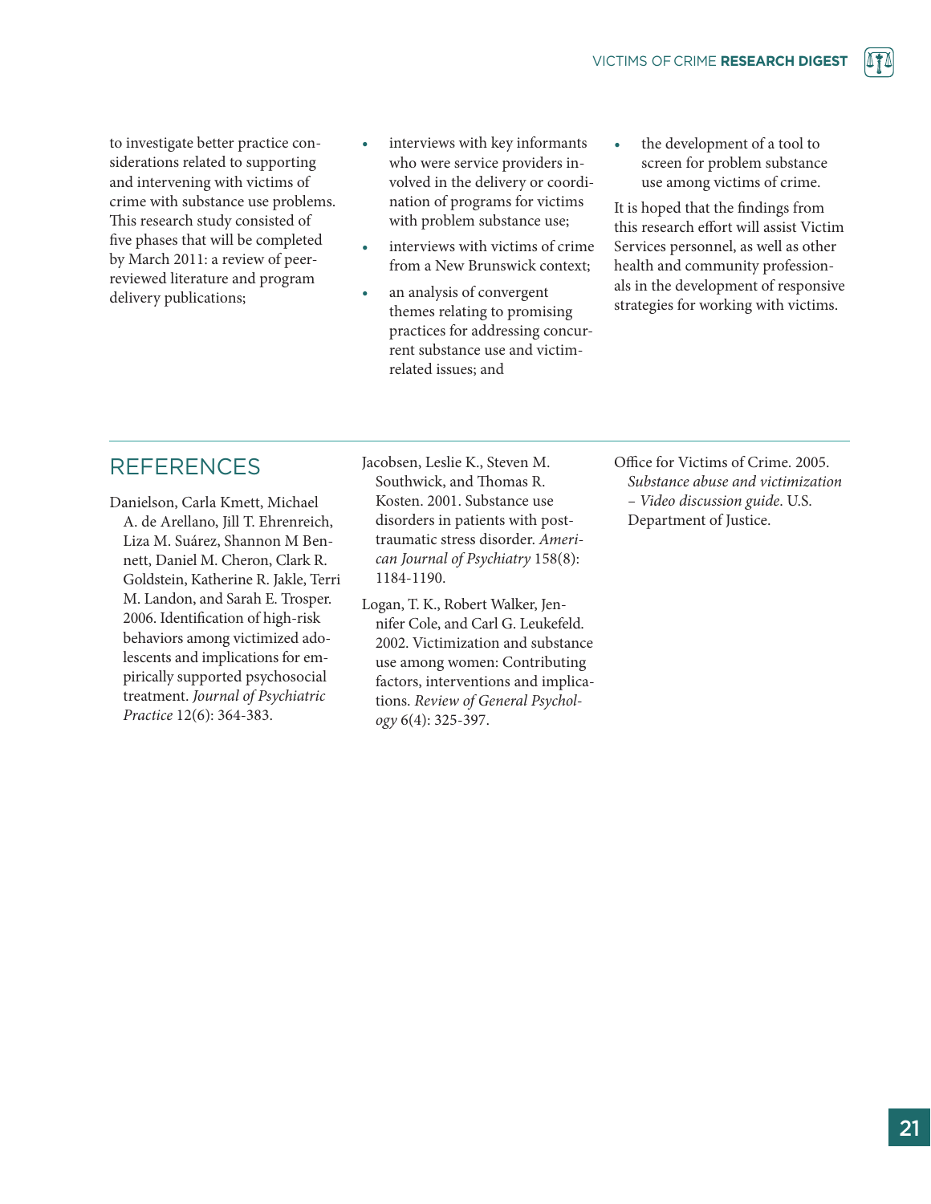to investigate better practice considerations related to supporting and intervening with victims of crime with substance use problems. This research study consisted of five phases that will be completed by March 2011: a review of peer-reviewed literature and program delivery publications;

- interviews with key informants who were service providers involved in the delivery or coordination of programs for victims with problem substance use;
- interviews with victims of crime from a New Brunswick context;
- an analysis of convergent themes relating to promising practices for addressing concurrent substance use and victim-related issues; and
- the development of a tool to screen for problem substance use among victims of crime.

It is hoped that the findings from this research effort will assist Victim Services personnel, as well as other health and community professionals in the development of responsive strategies for working with victims.

## REFERENCES

Danielson, Carla Kmett, Michael A. de Arellano, Jill T. Ehrenreich, Liza M. Suárez, Shannon M Bennett, Daniel M. Cheron, Clark R. Goldstein, Katherine R. Jakle, Terri M. Landon, and Sarah E. Trosper. 2006. Identification of high-risk behaviors among victimized adolescents and implications for empirically supported psychosocial treatment. *Journal of Psychiatric Practice* 12(6): 364-383.

Jacobsen, Leslie K., Steven M. Southwick, and Thomas R. Kosten. 2001. Substance use disorders in patients with post-traumatic stress disorder. *American Journal of Psychiatry* 158(8): 1184-1190.

Logan, T. K., Robert Walker, Jennifer Cole, and Carl G. Leukefeld. 2002. Victimization and substance use among women: Contributing factors, interventions and implications. *Review of General Psychology* 6(4): 325-397.

Office for Victims of Crime. 2005. *Substance abuse and victimization – Video discussion guide*. U.S. Department of Justice.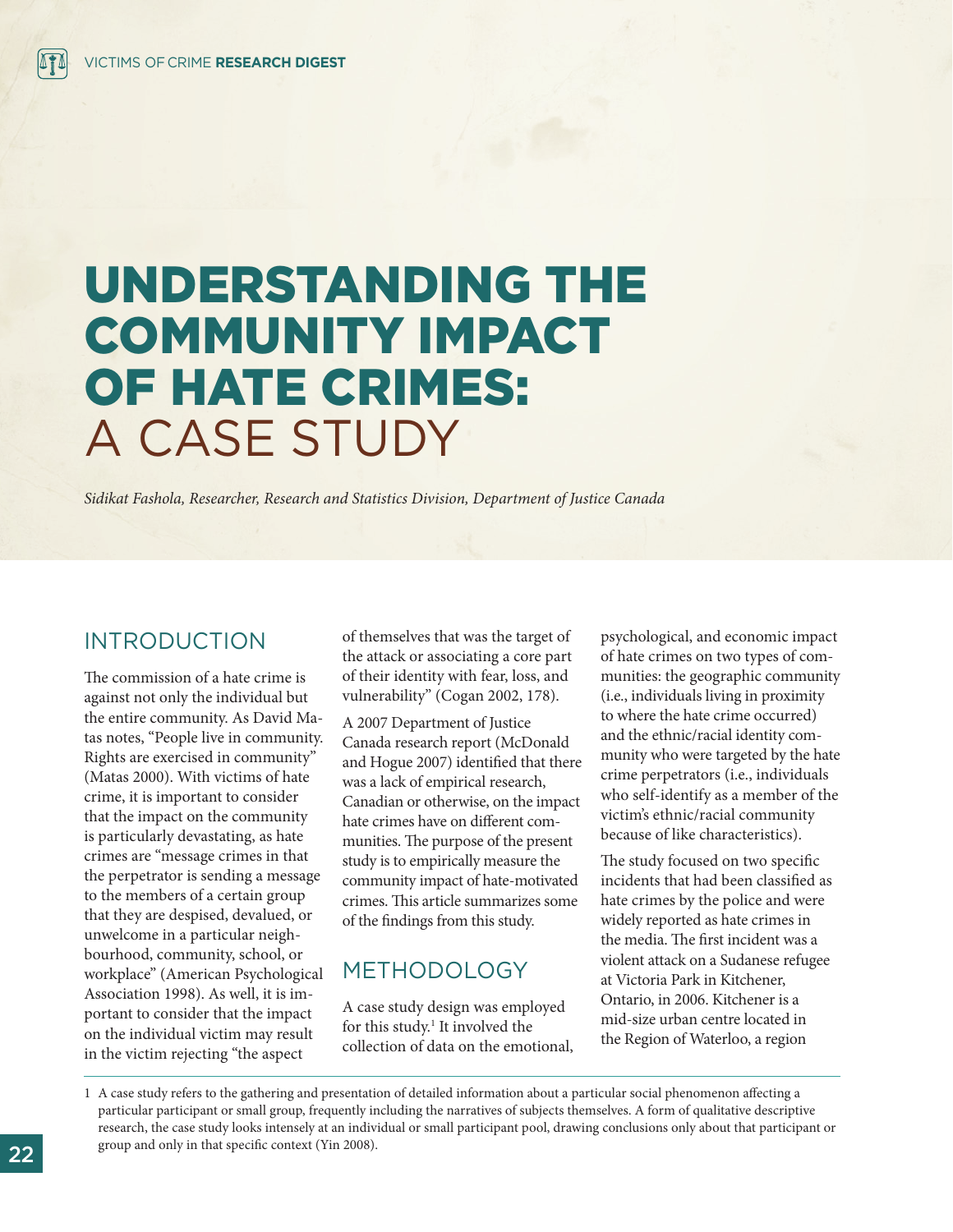# UNDERSTANDING THE COMMUNITY IMPACT OF HATE CRIMES: A CASE STUDY

*Sidikat Fashola, Researcher, Research and Statistics Division, Department of Justice Canada*

## INTRODUCTION

The commission of a hate crime is against not only the individual but the entire community. As David Matas notes, "People live in community. Rights are exercised in community" (Matas 2000). With victims of hate crime, it is important to consider that the impact on the community is particularly devastating, as hate crimes are "message crimes in that the perpetrator is sending a message to the members of a certain group that they are despised, devalued, or unwelcome in a particular neighbourhood, community, school, or workplace" (American Psychological Association 1998). As well, it is important to consider that the impact on the individual victim may result in the victim rejecting "the aspect of themselves that was the target of the attack or associating a core part of their identity with fear, loss, and vulnerability" (Cogan 2002, 178).

A 2007 Department of Justice Canada research report (McDonald and Hogue 2007) identified that there was a lack of empirical research, Canadian or otherwise, on the impact hate crimes have on different communities. The purpose of the present study is to empirically measure the community impact of hate-motivated crimes. This article summarizes some of the findings from this study.

## METHODOLOGY

A case study design was employed for this study.[1] It involved the collection of data on the emotional, psychological, and economic impact of hate crimes on two types of communities: the geographic community (i.e., individuals living in proximity to where the hate crime occurred) and the ethnic/racial identity community who were targeted by the hate crime perpetrators (i.e., individuals who self-identify as a member of the victim's ethnic/racial community because of like characteristics).

The study focused on two specific incidents that had been classified as hate crimes by the police and were widely reported as hate crimes in the media. The first incident was a violent attack on a Sudanese refugee at Victoria Park in Kitchener, Ontario, in 2006. Kitchener is a mid-size urban centre located in the Region of Waterloo, a region

---

1 A case study refers to the gathering and presentation of detailed information about a particular social phenomenon affecting a particular participant or small group, frequently including the narratives of subjects themselves. A form of qualitative descriptive research, the case study looks intensely at an individual or small participant pool, drawing conclusions only about that participant or group and only in that specific context (Yin 2008).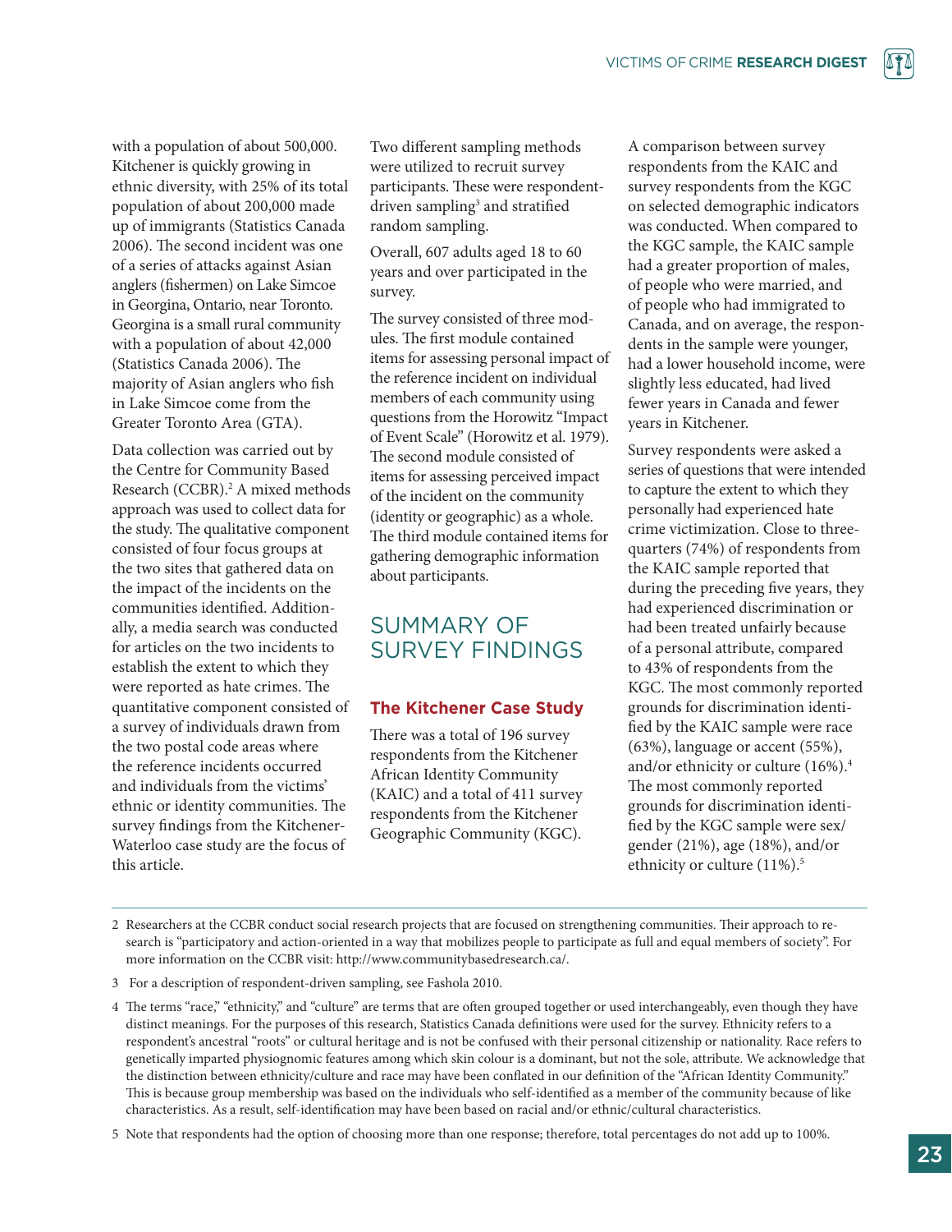with a population of about 500,000. Kitchener is quickly growing in ethnic diversity, with 25% of its total population of about 200,000 made up of immigrants (Statistics Canada 2006). The second incident was one of a series of attacks against Asian anglers (fishermen) on Lake Simcoe in Georgina, Ontario, near Toronto. Georgina is a small rural community with a population of about 42,000 (Statistics Canada 2006). The majority of Asian anglers who fish in Lake Simcoe come from the Greater Toronto Area (GTA).

Data collection was carried out by the Centre for Community Based Research (CCBR).[2] A mixed methods approach was used to collect data for the study. The qualitative component consisted of four focus groups at the two sites that gathered data on the impact of the incidents on the communities identified. Additionally, a media search was conducted for articles on the two incidents to establish the extent to which they were reported as hate crimes. The quantitative component consisted of a survey of individuals drawn from the two postal code areas where the reference incidents occurred and individuals from the victims' ethnic or identity communities. The survey findings from the Kitchener-Waterloo case study are the focus of this article.

Two different sampling methods were utilized to recruit survey participants. These were respondent-driven sampling[3] and stratified random sampling.

Overall, 607 adults aged 18 to 60 years and over participated in the survey.

The survey consisted of three modules. The first module contained items for assessing personal impact of the reference incident on individual members of each community using questions from the Horowitz "Impact of Event Scale" (Horowitz et al. 1979). The second module consisted of items for assessing perceived impact of the incident on the community (identity or geographic) as a whole. The third module contained items for gathering demographic information about participants.

## SUMMARY OF SURVEY FINDINGS

### The Kitchener Case Study

There was a total of 196 survey respondents from the Kitchener African Identity Community (KAIC) and a total of 411 survey respondents from the Kitchener Geographic Community (KGC).

A comparison between survey respondents from the KAIC and survey respondents from the KGC on selected demographic indicators was conducted. When compared to the KGC sample, the KAIC sample had a greater proportion of males, of people who were married, and of people who had immigrated to Canada, and on average, the respondents in the sample were younger, had a lower household income, were slightly less educated, had lived fewer years in Canada and fewer years in Kitchener.

Survey respondents were asked a series of questions that were intended to capture the extent to which they personally had experienced hate crime victimization. Close to three-quarters (74%) of respondents from the KAIC sample reported that during the preceding five years, they had experienced discrimination or had been treated unfairly because of a personal attribute, compared to 43% of respondents from the KGC. The most commonly reported grounds for discrimination identified by the KAIC sample were race (63%), language or accent (55%), and/or ethnicity or culture (16%).[4] The most commonly reported grounds for discrimination identified by the KGC sample were sex/gender (21%), age (18%), and/or ethnicity or culture (11%).[5]

---

2 Researchers at the CCBR conduct social research projects that are focused on strengthening communities. Their approach to research is "participatory and action-oriented in a way that mobilizes people to participate as full and equal members of society". For more information on the CCBR visit: http://www.communitybasedresearch.ca/.

3 For a description of respondent-driven sampling, see Fashola 2010.

4 The terms "race," "ethnicity," and "culture" are terms that are often grouped together or used interchangeably, even though they have distinct meanings. For the purposes of this research, Statistics Canada definitions were used for the survey. Ethnicity refers to a respondent's ancestral "roots" or cultural heritage and is not to be confused with their personal citizenship or nationality. Race refers to genetically imparted physiognomic features among which skin colour is a dominant, but not the sole, attribute. We acknowledge that the distinction between ethnicity/culture and race may have been conflated in our definition of the "African Identity Community." This is because group membership was based on the individuals who self-identified as a member of the community because of like characteristics. As a result, self-identification may have been based on racial and/or ethnic/cultural characteristics.

5 Note that respondents had the option of choosing more than one response; therefore, total percentages do not add up to 100%.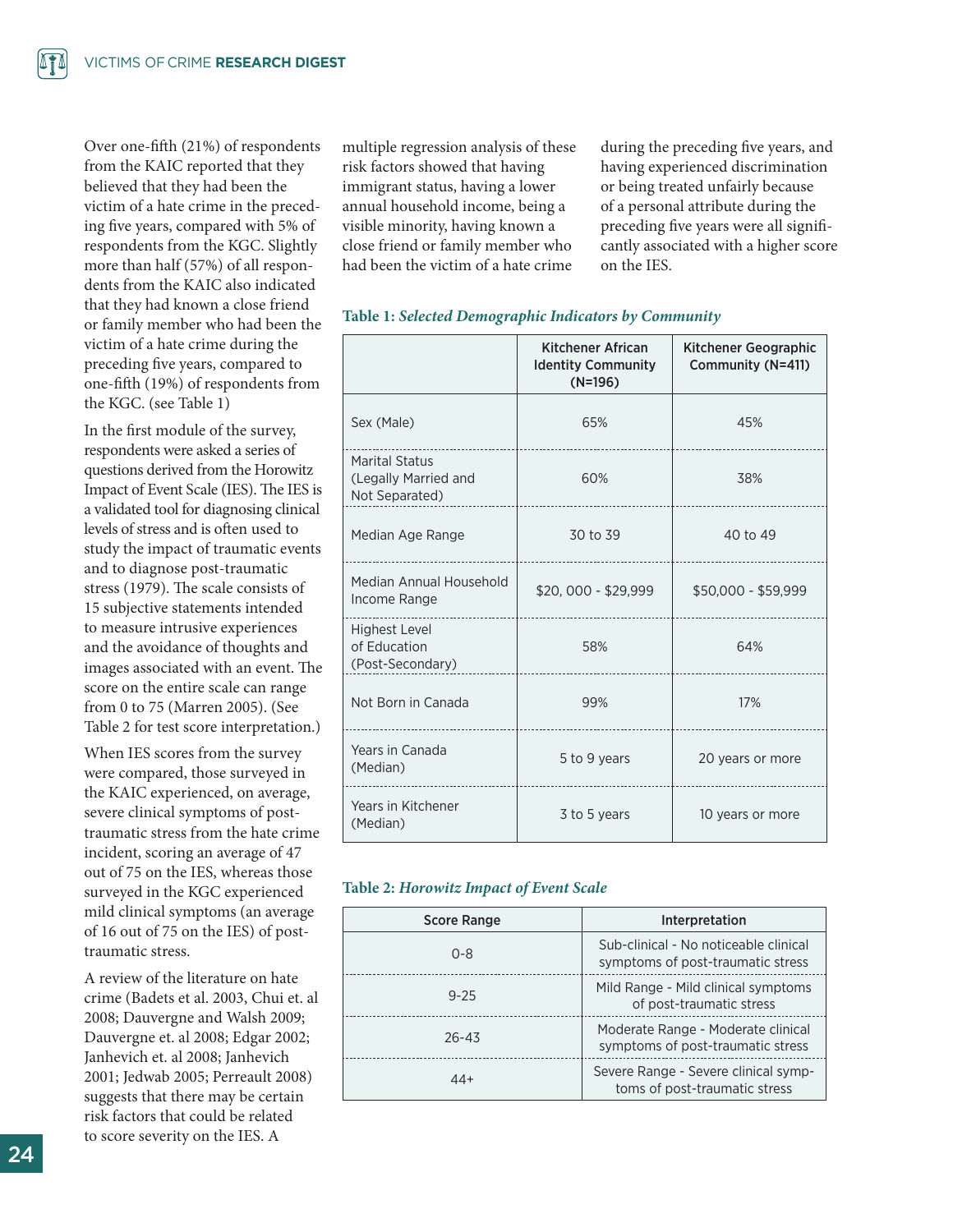Over one-fifth (21%) of respondents from the KAIC reported that they believed that they had been the victim of a hate crime in the preceding five years, compared with 5% of respondents from the KGC. Slightly more than half (57%) of all respondents from the KAIC also indicated that they had known a close friend or family member who had been the victim of a hate crime during the preceding five years, compared to one-fifth (19%) of respondents from the KGC. (see Table 1)

In the first module of the survey, respondents were asked a series of questions derived from the Horowitz Impact of Event Scale (IES). The IES is a validated tool for diagnosing clinical levels of stress and is often used to study the impact of traumatic events and to diagnose post-traumatic stress (1979). The scale consists of 15 subjective statements intended to measure intrusive experiences and the avoidance of thoughts and images associated with an event. The score on the entire scale can range from 0 to 75 (Marren 2005). (See Table 2 for test score interpretation.)

When IES scores from the survey were compared, those surveyed in the KAIC experienced, on average, severe clinical symptoms of post-traumatic stress from the hate crime incident, scoring an average of 47 out of 75 on the IES, whereas those surveyed in the KGC experienced mild clinical symptoms (an average of 16 out of 75 on the IES) of post-traumatic stress.

A review of the literature on hate crime (Badets et al. 2003, Chui et. al 2008; Dauvergne and Walsh 2009; Dauvergne et. al 2008; Edgar 2002; Janhevich et. al 2008; Janhevich 2001; Jedwab 2005; Perreault 2008) suggests that there may be certain risk factors that could be related to score severity on the IES. A multiple regression analysis of these risk factors showed that having immigrant status, having a lower annual household income, being a visible minority, having known a close friend or family member who had been the victim of a hate crime during the preceding five years, and having experienced discrimination or being treated unfairly because of a personal attribute during the preceding five years were all significantly associated with a higher score on the IES.

**Table 1:** ***Selected Demographic Indicators by Community***

| | Kitchener African Identity Community (N=196) | Kitchener Geographic Community (N=411) |
|---|---|---|
| Sex (Male) | 65% | 45% |
| Marital Status (Legally Married and Not Separated) | 60% | 38% |
| Median Age Range | 30 to 39 | 40 to 49 |
| Median Annual Household Income Range | $20, 000 - $29,999 | $50,000 - $59,999 |
| Highest Level of Education (Post-Secondary) | 58% | 64% |
| Not Born in Canada | 99% | 17% |
| Years in Canada (Median) | 5 to 9 years | 20 years or more |
| Years in Kitchener (Median) | 3 to 5 years | 10 years or more |

**Table 2:** ***Horowitz Impact of Event Scale***

| Score Range | Interpretation |
|---|---|
| 0-8 | Sub-clinical - No noticeable clinical symptoms of post-traumatic stress |
| 9-25 | Mild Range - Mild clinical symptoms of post-traumatic stress |
| 26-43 | Moderate Range - Moderate clinical symptoms of post-traumatic stress |
| 44+ | Severe Range - Severe clinical symptoms of post-traumatic stress |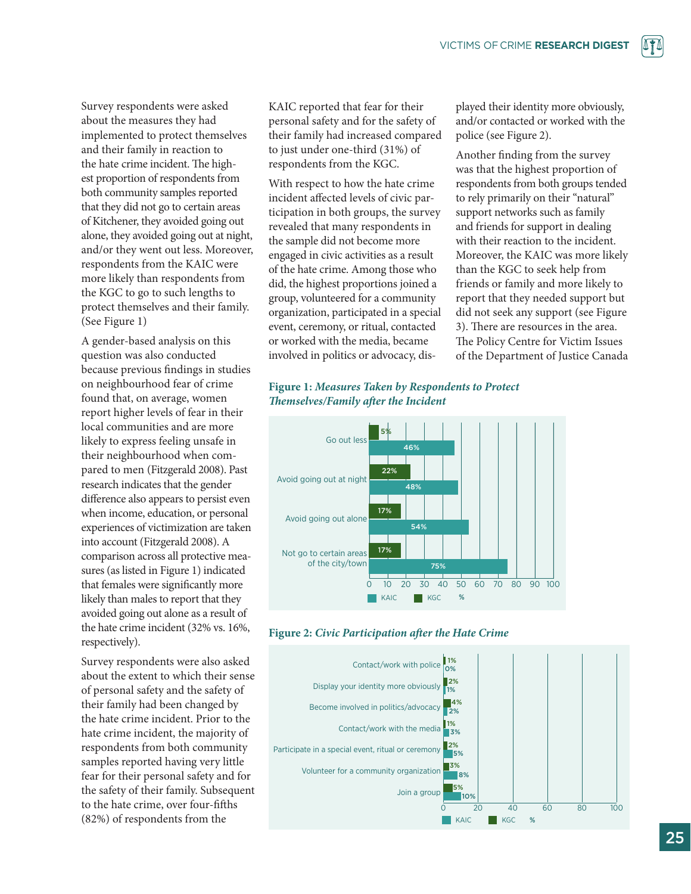Survey respondents were asked about the measures they had implemented to protect themselves and their family in reaction to the hate crime incident. The highest proportion of respondents from both community samples reported that they did not go to certain areas of Kitchener, they avoided going out alone, they avoided going out at night, and/or they went out less. Moreover, respondents from the KAIC were more likely than respondents from the KGC to go to such lengths to protect themselves and their family. (See Figure 1)

A gender-based analysis on this question was also conducted because previous findings in studies on neighbourhood fear of crime found that, on average, women report higher levels of fear in their local communities and are more likely to express feeling unsafe in their neighbourhood when compared to men (Fitzgerald 2008). Past research indicates that the gender difference also appears to persist even when income, education, or personal experiences of victimization are taken into account (Fitzgerald 2008). A comparison across all protective measures (as listed in Figure 1) indicated that females were significantly more likely than males to report that they avoided going out alone as a result of the hate crime incident (32% vs. 16%, respectively).

Survey respondents were also asked about the extent to which their sense of personal safety and the safety of their family had been changed by the hate crime incident. Prior to the hate crime incident, the majority of respondents from both community samples reported having very little fear for their personal safety and for the safety of their family. Subsequent to the hate crime, over four-fifths (82%) of respondents from the KAIC reported that fear for their personal safety and for the safety of their family had increased compared to just under one-third (31%) of respondents from the KGC.

With respect to how the hate crime incident affected levels of civic participation in both groups, the survey revealed that many respondents in the sample did not become more engaged in civic activities as a result of the hate crime. Among those who did, the highest proportions joined a group, volunteered for a community organization, participated in a special event, ceremony, or ritual, contacted or worked with the media, became involved in politics or advocacy, displayed their identity more obviously, and/or contacted or worked with the police (see Figure 2).

Another finding from the survey was that the highest proportion of respondents from both groups tended to rely primarily on their "natural" support networks such as family and friends for support in dealing with their reaction to the incident. Moreover, the KAIC was more likely than the KGC to seek help from friends or family and more likely to report that they needed support but did not seek any support (see Figure 3). There are resources in the area. The Policy Centre for Victim Issues of the Department of Justice Canada

**Figure 1:** ***Measures Taken by Respondents to Protect Themselves/Family after the Incident***

| Measure | KAIC (%) | KGC (%) |
|---|---|---|
| Go out less | 46% | 5% |
| Avoid going out at night | 48% | 22% |
| Avoid going out alone | 54% | 17% |
| Not go to certain areas of the city/town | 75% | 17% |

**Figure 2:** ***Civic Participation after the Hate Crime***

| Activity | KAIC (%) | KGC (%) |
|---|---|---|
| Contact/work with police | 0% | 1% |
| Display your identity more obviously | 1% | 2% |
| Become involved in politics/advocacy | 2% | 4% |
| Contact/work with the media | 3% | 1% |
| Participate in a special event, ritual or ceremony | 5% | 2% |
| Volunteer for a community organization | 8% | 3% |
| Join a group | 10% | 5% |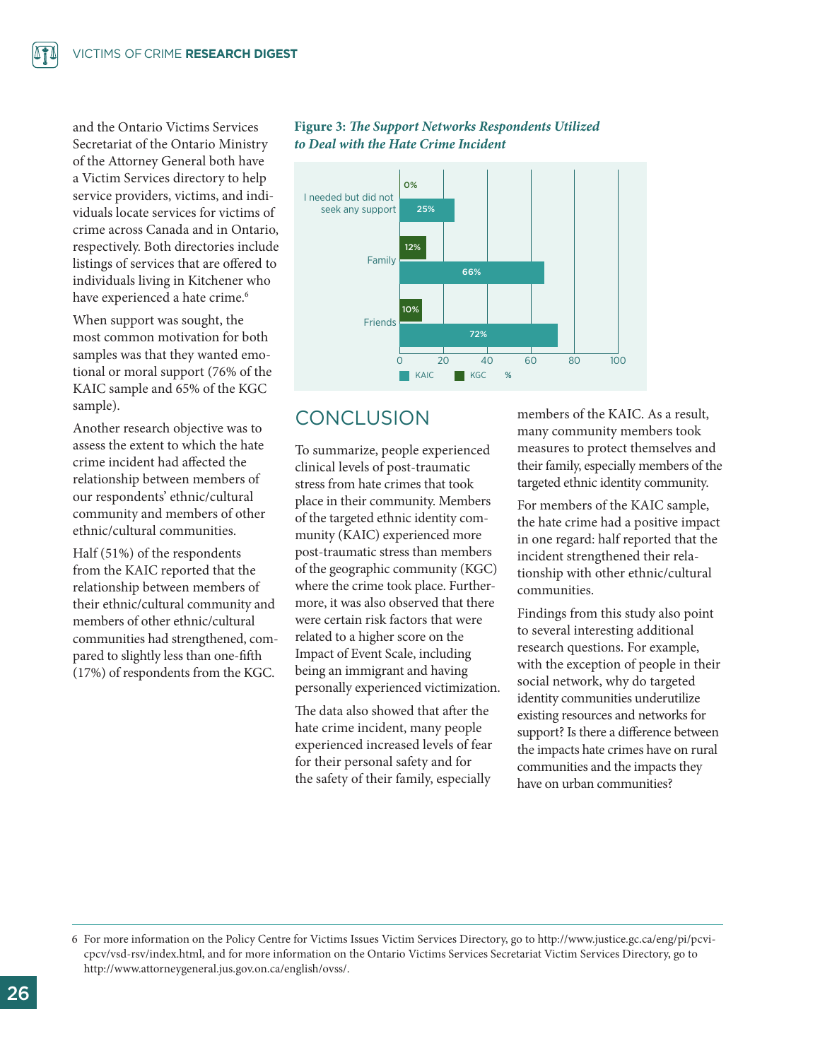and the Ontario Victims Services Secretariat of the Ontario Ministry of the Attorney General both have a Victim Services directory to help service providers, victims, and individuals locate services for victims of crime across Canada and in Ontario, respectively. Both directories include listings of services that are offered to individuals living in Kitchener who have experienced a hate crime.[6]

When support was sought, the most common motivation for both samples was that they wanted emotional or moral support (76% of the KAIC sample and 65% of the KGC sample).

Another research objective was to assess the extent to which the hate crime incident had affected the relationship between members of our respondents' ethnic/cultural community and members of other ethnic/cultural communities.

Half (51%) of the respondents from the KAIC reported that the relationship between members of their ethnic/cultural community and members of other ethnic/cultural communities had strengthened, compared to slightly less than one-fifth (17%) of respondents from the KGC.

**Figure 3:** ***The Support Networks Respondents Utilized to Deal with the Hate Crime Incident***

| | KAIC (%) | KGC (%) |
|---|---|---|
| I needed but did not seek any support | 25% | 0% |
| Family | 66% | 12% |
| Friends | 72% | 10% |

## CONCLUSION

To summarize, people experienced clinical levels of post-traumatic stress from hate crimes that took place in their community. Members of the targeted ethnic identity community (KAIC) experienced more post-traumatic stress than members of the geographic community (KGC) where the crime took place. Furthermore, it was also observed that there were certain risk factors that were related to a higher score on the Impact of Event Scale, including being an immigrant and having personally experienced victimization.

The data also showed that after the hate crime incident, many people experienced increased levels of fear for their personal safety and for the safety of their family, especially members of the KAIC. As a result, many community members took measures to protect themselves and their family, especially members of the targeted ethnic identity community.

For members of the KAIC sample, the hate crime had a positive impact in one regard: half reported that the incident strengthened their relationship with other ethnic/cultural communities.

Findings from this study also point to several interesting additional research questions. For example, with the exception of people in their social network, why do targeted identity communities underutilize existing resources and networks for support? Is there a difference between the impacts hate crimes have on rural communities and the impacts they have on urban communities?

---

6 For more information on the Policy Centre for Victims Issues Victim Services Directory, go to http://www.justice.gc.ca/eng/pi/pcvi-cpcv/vsd-rsv/index.html, and for more information on the Ontario Victims Services Secretariat Victim Services Directory, go to http://www.attorneygeneral.jus.gov.on.ca/english/ovss/.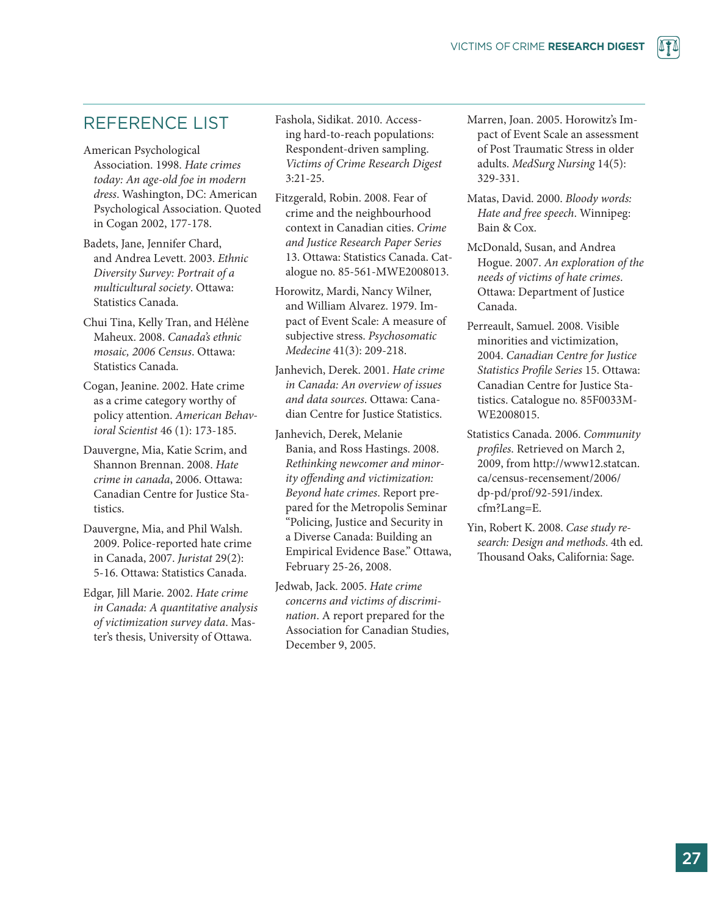## REFERENCE LIST

American Psychological Association. 1998. *Hate crimes today: An age-old foe in modern dress*. Washington, DC: American Psychological Association. Quoted in Cogan 2002, 177-178.

Badets, Jane, Jennifer Chard, and Andrea Levett. 2003. *Ethnic Diversity Survey: Portrait of a multicultural society*. Ottawa: Statistics Canada.

Chui Tina, Kelly Tran, and Hélène Maheux. 2008. *Canada's ethnic mosaic, 2006 Census*. Ottawa: Statistics Canada.

Cogan, Jeanine. 2002. Hate crime as a crime category worthy of policy attention. *American Behavioral Scientist* 46 (1): 173-185.

Dauvergne, Mia, Katie Scrim, and Shannon Brennan. 2008. *Hate crime in canada*, 2006. Ottawa: Canadian Centre for Justice Statistics.

Dauvergne, Mia, and Phil Walsh. 2009. Police-reported hate crime in Canada, 2007. *Juristat* 29(2): 5-16. Ottawa: Statistics Canada.

Edgar, Jill Marie. 2002. *Hate crime in Canada: A quantitative analysis of victimization survey data*. Master's thesis, University of Ottawa.

Fashola, Sidikat. 2010. Accessing hard-to-reach populations: Respondent-driven sampling. *Victims of Crime Research Digest* 3:21-25.

Fitzgerald, Robin. 2008. Fear of crime and the neighbourhood context in Canadian cities. *Crime and Justice Research Paper Series* 13. Ottawa: Statistics Canada. Catalogue no. 85-561-MWE2008013.

Horowitz, Mardi, Nancy Wilner, and William Alvarez. 1979. Impact of Event Scale: A measure of subjective stress. *Psychosomatic Medecine* 41(3): 209-218.

Janhevich, Derek. 2001. *Hate crime in Canada: An overview of issues and data sources*. Ottawa: Canadian Centre for Justice Statistics.

Janhevich, Derek, Melanie Bania, and Ross Hastings. 2008. *Rethinking newcomer and minority offending and victimization: Beyond hate crimes*. Report prepared for the Metropolis Seminar "Policing, Justice and Security in a Diverse Canada: Building an Empirical Evidence Base." Ottawa, February 25-26, 2008.

Jedwab, Jack. 2005. *Hate crime concerns and victims of discrimination*. A report prepared for the Association for Canadian Studies, December 9, 2005.

Marren, Joan. 2005. Horowitz's Impact of Event Scale an assessment of Post Traumatic Stress in older adults. *MedSurg Nursing* 14(5): 329-331.

Matas, David. 2000. *Bloody words: Hate and free speech*. Winnipeg: Bain & Cox.

McDonald, Susan, and Andrea Hogue. 2007. *An exploration of the needs of victims of hate crimes*. Ottawa: Department of Justice Canada.

Perreault, Samuel. 2008. Visible minorities and victimization, 2004. *Canadian Centre for Justice Statistics Profile Series* 15. Ottawa: Canadian Centre for Justice Statistics. Catalogue no. 85F0033M-WE2008015.

Statistics Canada. 2006. *Community profiles*. Retrieved on March 2, 2009, from http://www12.statcan.ca/census-recensement/2006/dp-pd/prof/92-591/index.cfm?Lang=E.

Yin, Robert K. 2008. *Case study research: Design and methods*. 4th ed. Thousand Oaks, California: Sage.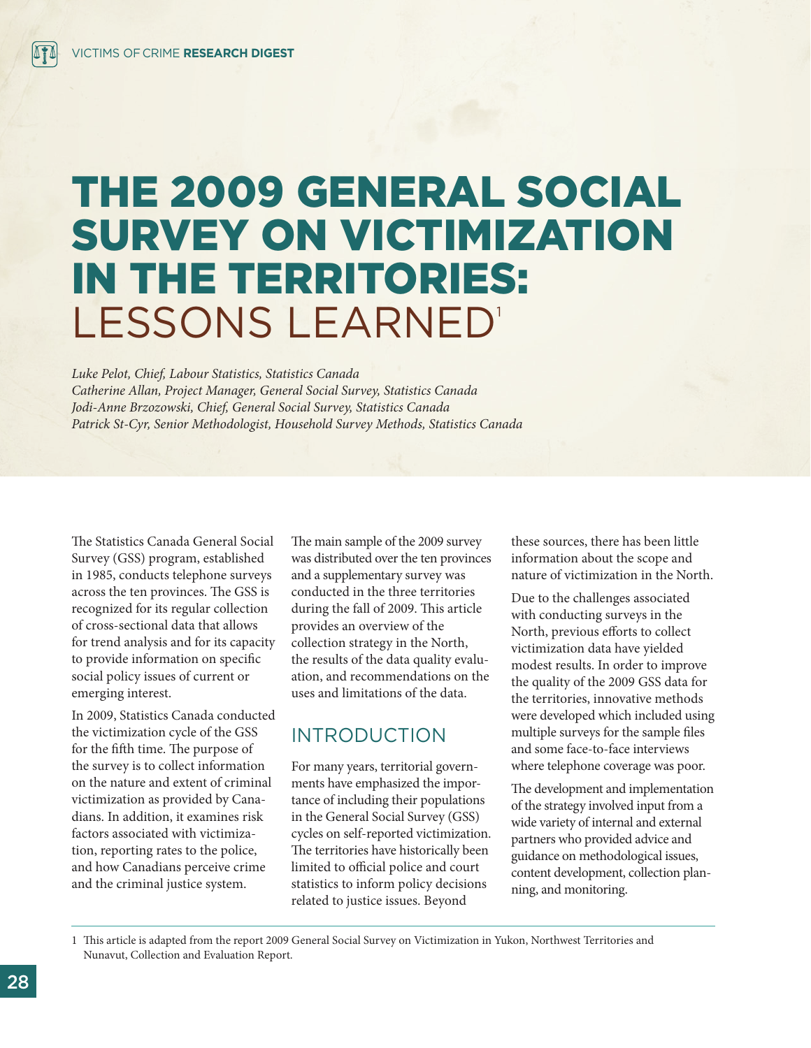# THE 2009 GENERAL SOCIAL SURVEY ON VICTIMIZATION IN THE TERRITORIES: LESSONS LEARNED[1]

*Luke Pelot, Chief, Labour Statistics, Statistics Canada*
*Catherine Allan, Project Manager, General Social Survey, Statistics Canada*
*Jodi-Anne Brzozowski, Chief, General Social Survey, Statistics Canada*
*Patrick St-Cyr, Senior Methodologist, Household Survey Methods, Statistics Canada*

The Statistics Canada General Social Survey (GSS) program, established in 1985, conducts telephone surveys across the ten provinces. The GSS is recognized for its regular collection of cross-sectional data that allows for trend analysis and for its capacity to provide information on specific social policy issues of current or emerging interest.

In 2009, Statistics Canada conducted the victimization cycle of the GSS for the fifth time. The purpose of the survey is to collect information on the nature and extent of criminal victimization as provided by Canadians. In addition, it examines risk factors associated with victimization, reporting rates to the police, and how Canadians perceive crime and the criminal justice system.

The main sample of the 2009 survey was distributed over the ten provinces and a supplementary survey was conducted in the three territories during the fall of 2009. This article provides an overview of the collection strategy in the North, the results of the data quality evaluation, and recommendations on the uses and limitations of the data.

## INTRODUCTION

For many years, territorial governments have emphasized the importance of including their populations in the General Social Survey (GSS) cycles on self-reported victimization. The territories have historically been limited to official police and court statistics to inform policy decisions related to justice issues. Beyond these sources, there has been little information about the scope and nature of victimization in the North.

Due to the challenges associated with conducting surveys in the North, previous efforts to collect victimization data have yielded modest results. In order to improve the quality of the 2009 GSS data for the territories, innovative methods were developed which included using multiple surveys for the sample files and some face-to-face interviews where telephone coverage was poor.

The development and implementation of the strategy involved input from a wide variety of internal and external partners who provided advice and guidance on methodological issues, content development, collection planning, and monitoring.

---

1 This article is adapted from the report 2009 General Social Survey on Victimization in Yukon, Northwest Territories and Nunavut, Collection and Evaluation Report.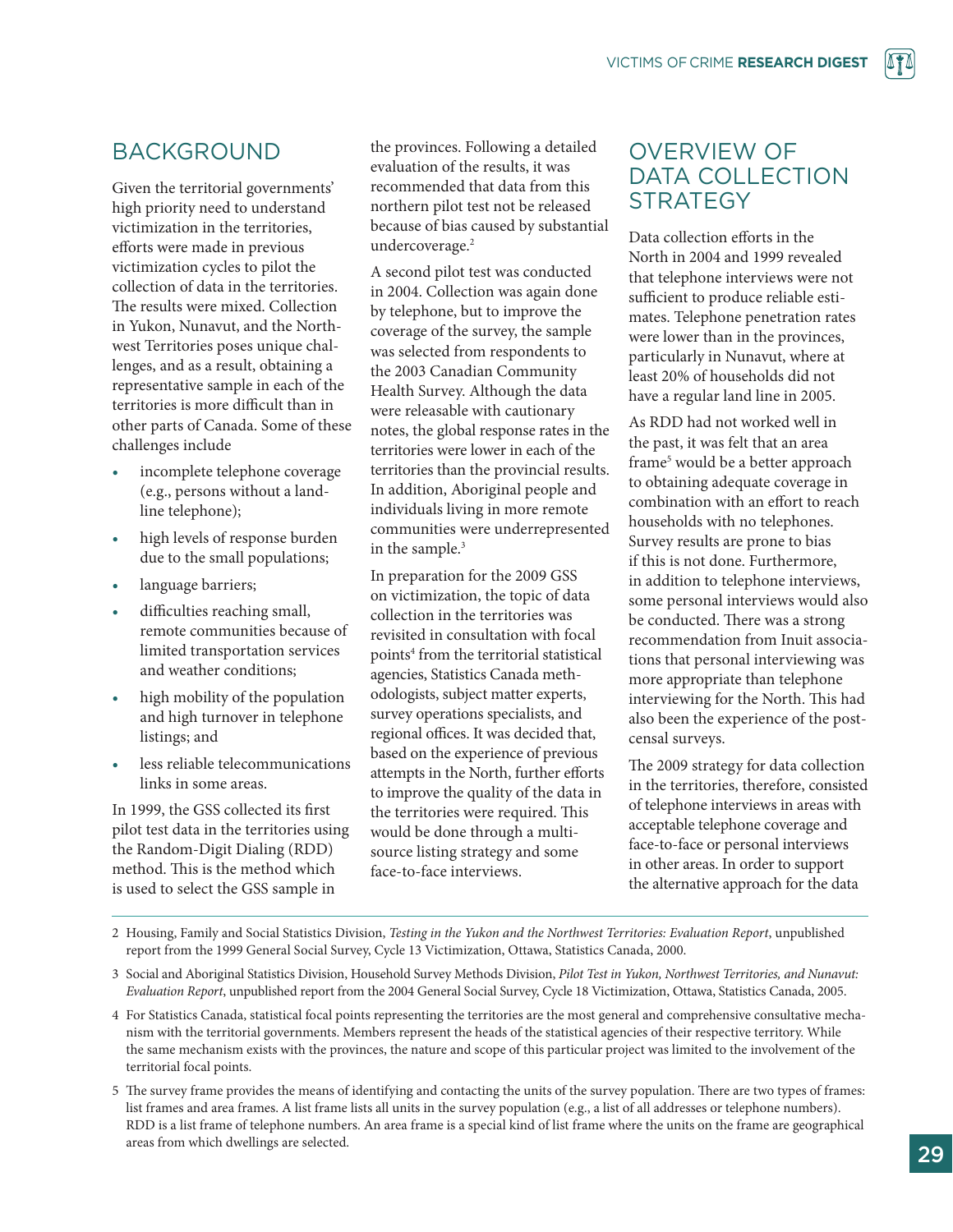## BACKGROUND

Given the territorial governments' high priority need to understand victimization in the territories, efforts were made in previous victimization cycles to pilot the collection of data in the territories. The results were mixed. Collection in Yukon, Nunavut, and the Northwest Territories poses unique challenges, and as a result, obtaining a representative sample in each of the territories is more difficult than in other parts of Canada. Some of these challenges include

- incomplete telephone coverage (e.g., persons without a land-line telephone);
- high levels of response burden due to the small populations;
- language barriers;
- difficulties reaching small, remote communities because of limited transportation services and weather conditions;
- high mobility of the population and high turnover in telephone listings; and
- less reliable telecommunications links in some areas.

In 1999, the GSS collected its first pilot test data in the territories using the Random-Digit Dialing (RDD) method. This is the method which is used to select the GSS sample in the provinces. Following a detailed evaluation of the results, it was recommended that data from this northern pilot test not be released because of bias caused by substantial undercoverage.[2]

A second pilot test was conducted in 2004. Collection was again done by telephone, but to improve the coverage of the survey, the sample was selected from respondents to the 2003 Canadian Community Health Survey. Although the data were releasable with cautionary notes, the global response rates in the territories were lower in each of the territories than the provincial results. In addition, Aboriginal people and individuals living in more remote communities were underrepresented in the sample.[3]

In preparation for the 2009 GSS on victimization, the topic of data collection in the territories was revisited in consultation with focal points[4] from the territorial statistical agencies, Statistics Canada methodologists, subject matter experts, survey operations specialists, and regional offices. It was decided that, based on the experience of previous attempts in the North, further efforts to improve the quality of the data in the territories were required. This would be done through a multi-source listing strategy and some face-to-face interviews.

## OVERVIEW OF DATA COLLECTION STRATEGY

Data collection efforts in the North in 2004 and 1999 revealed that telephone interviews were not sufficient to produce reliable estimates. Telephone penetration rates were lower than in the provinces, particularly in Nunavut, where at least 20% of households did not have a regular land line in 2005.

As RDD had not worked well in the past, it was felt that an area frame[5] would be a better approach to obtaining adequate coverage in combination with an effort to reach households with no telephones. Survey results are prone to bias if this is not done. Furthermore, in addition to telephone interviews, some personal interviews would also be conducted. There was a strong recommendation from Inuit associations that personal interviewing was more appropriate than telephone interviewing for the North. This had also been the experience of the post-censal surveys.

The 2009 strategy for data collection in the territories, therefore, consisted of telephone interviews in areas with acceptable telephone coverage and face-to-face or personal interviews in other areas. In order to support the alternative approach for the data

---

2 Housing, Family and Social Statistics Division, *Testing in the Yukon and the Northwest Territories: Evaluation Report*, unpublished report from the 1999 General Social Survey, Cycle 13 Victimization, Ottawa, Statistics Canada, 2000.

3 Social and Aboriginal Statistics Division, Household Survey Methods Division, *Pilot Test in Yukon, Northwest Territories, and Nunavut: Evaluation Report*, unpublished report from the 2004 General Social Survey, Cycle 18 Victimization, Ottawa, Statistics Canada, 2005.

4 For Statistics Canada, statistical focal points representing the territories are the most general and comprehensive consultative mechanism with the territorial governments. Members represent the heads of the statistical agencies of their respective territory. While the same mechanism exists with the provinces, the nature and scope of this particular project was limited to the involvement of the territorial focal points.

5 The survey frame provides the means of identifying and contacting the units of the survey population. There are two types of frames: list frames and area frames. A list frame lists all units in the survey population (e.g., a list of all addresses or telephone numbers). RDD is a list frame of telephone numbers. An area frame is a special kind of list frame where the units on the frame are geographical areas from which dwellings are selected.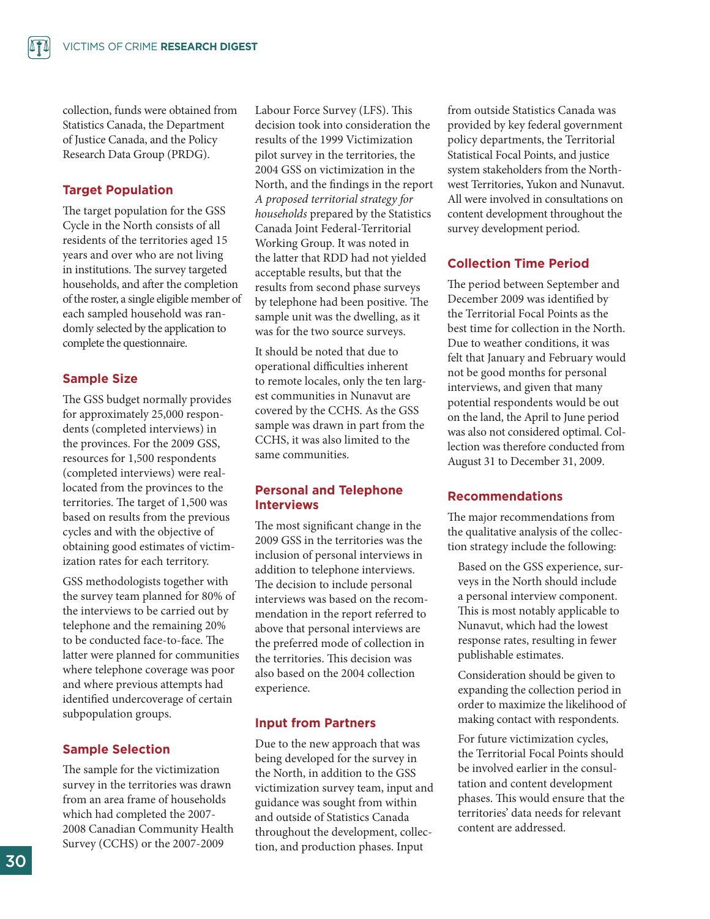collection, funds were obtained from Statistics Canada, the Department of Justice Canada, and the Policy Research Data Group (PRDG).

### Target Population

The target population for the GSS Cycle in the North consists of all residents of the territories aged 15 years and over who are not living in institutions. The survey targeted households, and after the completion of the roster, a single eligible member of each sampled household was randomly selected by the application to complete the questionnaire.

### Sample Size

The GSS budget normally provides for approximately 25,000 respondents (completed interviews) in the provinces. For the 2009 GSS, resources for 1,500 respondents (completed interviews) were reallocated from the provinces to the territories. The target of 1,500 was based on results from the previous cycles and with the objective of obtaining good estimates of victimization rates for each territory.

GSS methodologists together with the survey team planned for 80% of the interviews to be carried out by telephone and the remaining 20% to be conducted face-to-face. The latter were planned for communities where telephone coverage was poor and where previous attempts had identified undercoverage of certain subpopulation groups.

### Sample Selection

The sample for the victimization survey in the territories was drawn from an area frame of households which had completed the 2007-2008 Canadian Community Health Survey (CCHS) or the 2007-2009 Labour Force Survey (LFS). This decision took into consideration the results of the 1999 Victimization pilot survey in the territories, the 2004 GSS on victimization in the North, and the findings in the report *A proposed territorial strategy for households* prepared by the Statistics Canada Joint Federal-Territorial Working Group. It was noted in the latter that RDD had not yielded acceptable results, but that the results from second phase surveys by telephone had been positive. The sample unit was the dwelling, as it was for the two source surveys.

It should be noted that due to operational difficulties inherent to remote locales, only the ten largest communities in Nunavut are covered by the CCHS. As the GSS sample was drawn in part from the CCHS, it was also limited to the same communities.

### Personal and Telephone Interviews

The most significant change in the 2009 GSS in the territories was the inclusion of personal interviews in addition to telephone interviews. The decision to include personal interviews was based on the recommendation in the report referred to above that personal interviews are the preferred mode of collection in the territories. This decision was also based on the 2004 collection experience.

### Input from Partners

Due to the new approach that was being developed for the survey in the North, in addition to the GSS victimization survey team, input and guidance was sought from within and outside of Statistics Canada throughout the development, collection, and production phases. Input from outside Statistics Canada was provided by key federal government policy departments, the Territorial Statistical Focal Points, and justice system stakeholders from the Northwest Territories, Yukon and Nunavut. All were involved in consultations on content development throughout the survey development period.

### Collection Time Period

The period between September and December 2009 was identified by the Territorial Focal Points as the best time for collection in the North. Due to weather conditions, it was felt that January and February would not be good months for personal interviews, and given that many potential respondents would be out on the land, the April to June period was also not considered optimal. Collection was therefore conducted from August 31 to December 31, 2009.

### Recommendations

The major recommendations from the qualitative analysis of the collection strategy include the following:

- Based on the GSS experience, surveys in the North should include a personal interview component. This is most notably applicable to Nunavut, which had the lowest response rates, resulting in fewer publishable estimates.
- Consideration should be given to expanding the collection period in order to maximize the likelihood of making contact with respondents.
- For future victimization cycles, the Territorial Focal Points should be involved earlier in the consultation and content development phases. This would ensure that the territories' data needs for relevant content are addressed.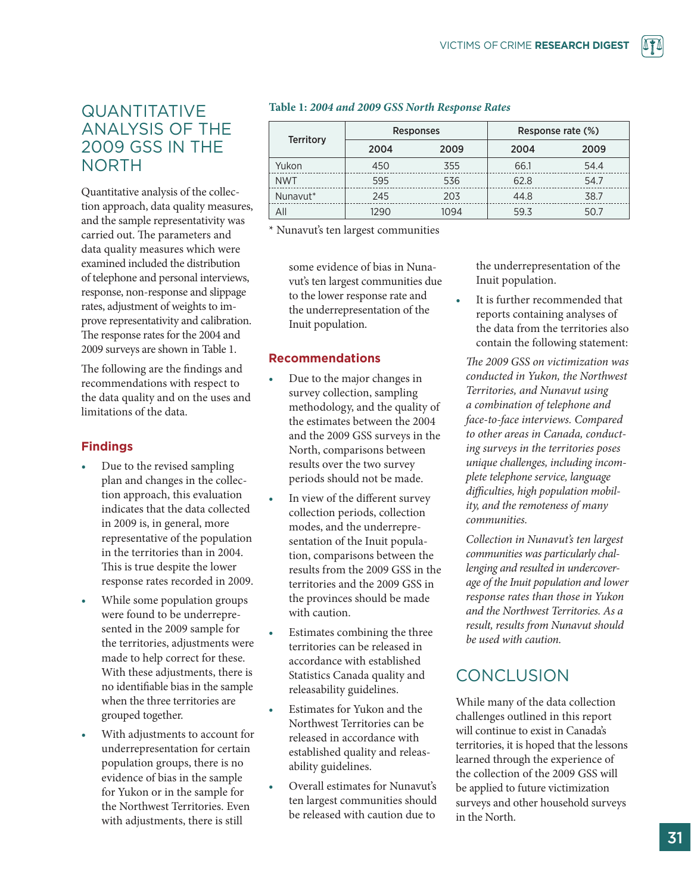# QUANTITATIVE ANALYSIS OF THE 2009 GSS IN THE NORTH

Quantitative analysis of the collection approach, data quality measures, and the sample representativity was carried out. The parameters and data quality measures which were examined included the distribution of telephone and personal interviews, response, non-response and slippage rates, adjustment of weights to improve representativity and calibration. The response rates for the 2004 and 2009 surveys are shown in Table 1.

**Table 1:** ***2004 and 2009 GSS North Response Rates***

| Territory | Responses | | Response rate (%) | |
|---|---|---|---|---|
| | 2004 | 2009 | 2004 | 2009 |
| Yukon | 450 | 355 | 66.1 | 54.4 |
| NWT | 595 | 536 | 62.8 | 54.7 |
| Nunavut* | 245 | 203 | 44.8 | 38.7 |
| All | 1290 | 1094 | 59.3 | 50.7 |

\* Nunavut's ten largest communities

The following are the findings and recommendations with respect to the data quality and on the uses and limitations of the data.

## Findings

- Due to the revised sampling plan and changes in the collection approach, this evaluation indicates that the data collected in 2009 is, in general, more representative of the population in the territories than in 2004. This is true despite the lower response rates recorded in 2009.
- While some population groups were found to be underrepresented in the 2009 sample for the territories, adjustments were made to help correct for these. With these adjustments, there is no identifiable bias in the sample when the three territories are grouped together.
- With adjustments to account for underrepresentation for certain population groups, there is no evidence of bias in the sample for Yukon or in the sample for the Northwest Territories. Even with adjustments, there is still some evidence of bias in Nunavut's ten largest communities due to the lower response rate and the underrepresentation of the Inuit population.

## Recommendations

- Due to the major changes in survey collection, sampling methodology, and the quality of the estimates between the 2004 and the 2009 GSS surveys in the North, comparisons between results over the two survey periods should not be made.
- In view of the different survey collection periods, collection modes, and the underrepresentation of the Inuit population, comparisons between the results from the 2009 GSS in the territories and the 2009 GSS in the provinces should be made with caution.
- Estimates combining the three territories can be released in accordance with established Statistics Canada quality and releasability guidelines.
- Estimates for Yukon and the Northwest Territories can be released in accordance with established quality and releasability guidelines.
- Overall estimates for Nunavut's ten largest communities should be released with caution due to the underrepresentation of the Inuit population.
- It is further recommended that reports containing analyses of the data from the territories also contain the following statement:

*The 2009 GSS on victimization was conducted in Yukon, the Northwest Territories, and Nunavut using a combination of telephone and face-to-face interviews. Compared to other areas in Canada, conducting surveys in the territories poses unique challenges, including incomplete telephone service, language difficulties, high population mobility, and the remoteness of many communities.*

*Collection in Nunavut's ten largest communities was particularly challenging and resulted in undercoverage of the Inuit population and lower response rates than those in Yukon and the Northwest Territories. As a result, results from Nunavut should be used with caution.*

# CONCLUSION

While many of the data collection challenges outlined in this report will continue to exist in Canada's territories, it is hoped that the lessons learned through the experience of the collection of the 2009 GSS will be applied to future victimization surveys and other household surveys in the North.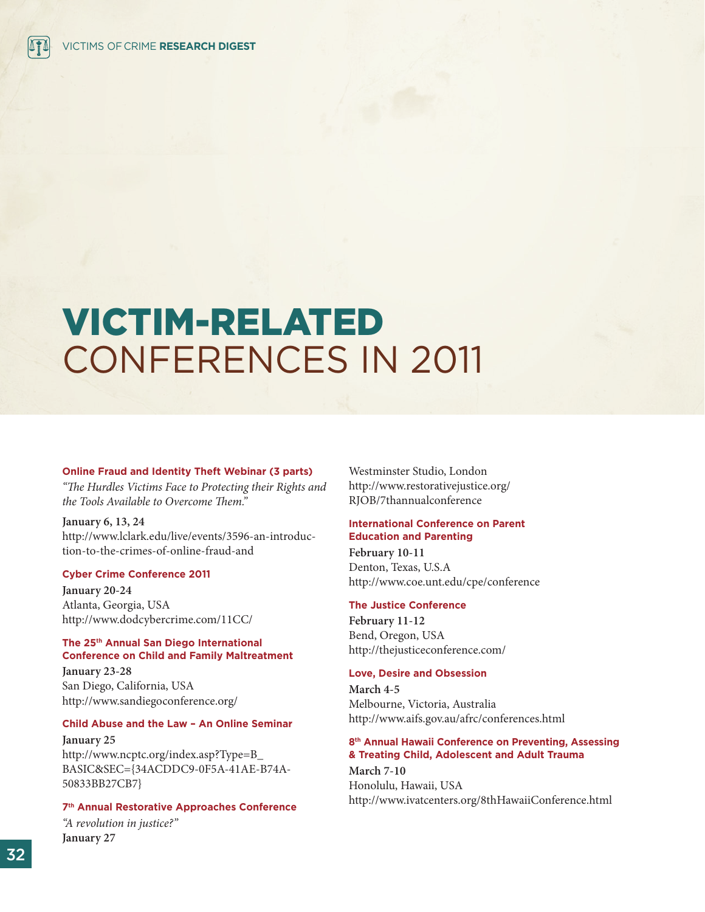# VICTIM-RELATED CONFERENCES IN 2011

### Online Fraud and Identity Theft Webinar (3 parts)

*"The Hurdles Victims Face to Protecting their Rights and the Tools Available to Overcome Them."*

**January 6, 13, 24**
http://www.lclark.edu/live/events/3596-an-introduction-to-the-crimes-of-online-fraud-and

### Cyber Crime Conference 2011

**January 20-24**
Atlanta, Georgia, USA
http://www.dodcybercrime.com/11CC/

### The 25th Annual San Diego International Conference on Child and Family Maltreatment

**January 23-28**
San Diego, California, USA
http://www.sandiegoconference.org/

### Child Abuse and the Law – An Online Seminar

**January 25**
http://www.ncptc.org/index.asp?Type=B_BASIC&SEC={34ACDDC9-0F5A-41AE-B74A-50833BB27CB7}

### 7th Annual Restorative Approaches Conference

*"A revolution in justice?"*
**January 27**
Westminster Studio, London
http://www.restorativejustice.org/RJOB/7thannualconference

### International Conference on Parent Education and Parenting

**February 10-11**
Denton, Texas, U.S.A
http://www.coe.unt.edu/cpe/conference

### The Justice Conference

**February 11-12**
Bend, Oregon, USA
http://thejusticeconference.com/

### Love, Desire and Obsession

**March 4-5**
Melbourne, Victoria, Australia
http://www.aifs.gov.au/afrc/conferences.html

### 8th Annual Hawaii Conference on Preventing, Assessing & Treating Child, Adolescent and Adult Trauma

**March 7-10**
Honolulu, Hawaii, USA
http://www.ivatcenters.org/8thHawaiiConference.html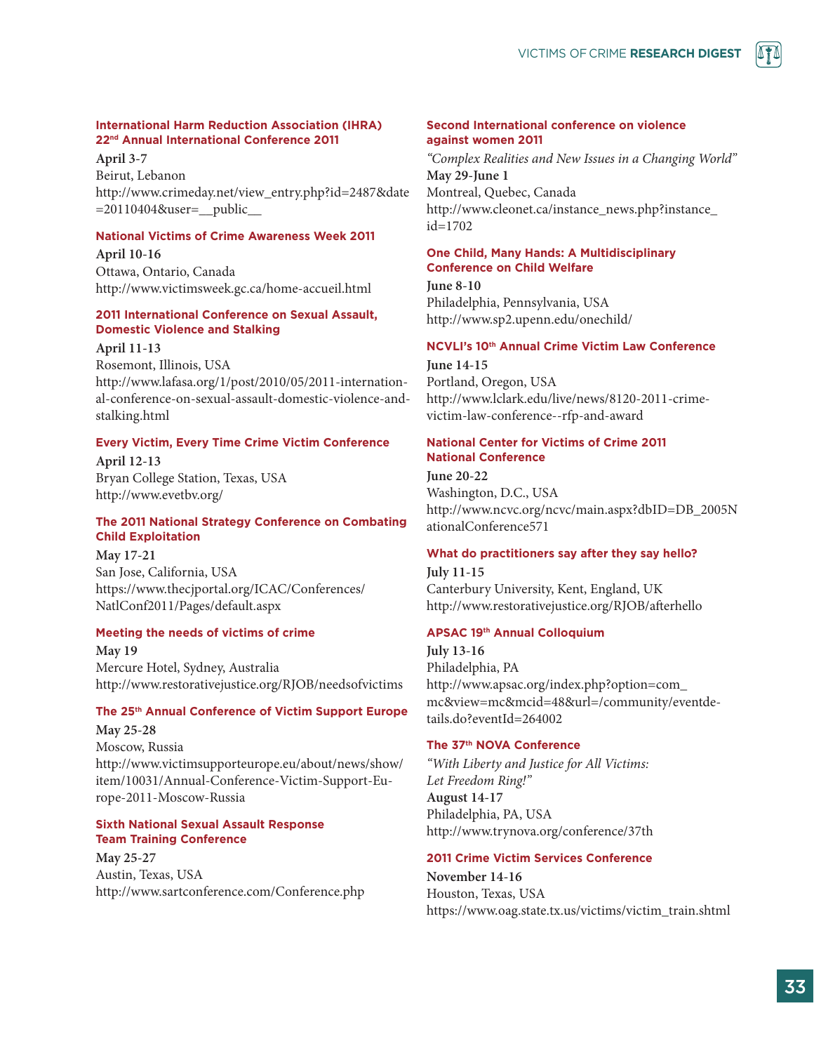### International Harm Reduction Association (IHRA) 22nd Annual International Conference 2011

**April 3-7**
Beirut, Lebanon
http://www.crimeday.net/view_entry.php?id=2487&date=20110404&user=__public__

### National Victims of Crime Awareness Week 2011

**April 10-16**
Ottawa, Ontario, Canada
http://www.victimsweek.gc.ca/home-accueil.html

### 2011 International Conference on Sexual Assault, Domestic Violence and Stalking

**April 11-13**
Rosemont, Illinois, USA
http://www.lafasa.org/1/post/2010/05/2011-international-conference-on-sexual-assault-domestic-violence-and-stalking.html

### Every Victim, Every Time Crime Victim Conference

**April 12-13**
Bryan College Station, Texas, USA
http://www.evetbv.org/

### The 2011 National Strategy Conference on Combating Child Exploitation

**May 17-21**
San Jose, California, USA
https://www.thecjportal.org/ICAC/Conferences/NatlConf2011/Pages/default.aspx

### Meeting the needs of victims of crime

**May 19**
Mercure Hotel, Sydney, Australia
http://www.restorativejustice.org/RJOB/needsofvictims

### The 25th Annual Conference of Victim Support Europe

**May 25-28**
Moscow, Russia
http://www.victimsupporteurope.eu/about/news/show/item/10031/Annual-Conference-Victim-Support-Europe-2011-Moscow-Russia

### Sixth National Sexual Assault Response Team Training Conference

**May 25-27**
Austin, Texas, USA
http://www.sartconference.com/Conference.php

### Second International conference on violence against women 2011

*"Complex Realities and New Issues in a Changing World"*
**May 29-June 1**
Montreal, Quebec, Canada
http://www.cleonet.ca/instance_news.php?instance_id=1702

### One Child, Many Hands: A Multidisciplinary Conference on Child Welfare

**June 8-10**
Philadelphia, Pennsylvania, USA
http://www.sp2.upenn.edu/onechild/

### NCVLI's 10th Annual Crime Victim Law Conference

**June 14-15**
Portland, Oregon, USA
http://www.lclark.edu/live/news/8120-2011-crime-victim-law-conference--rfp-and-award

### National Center for Victims of Crime 2011 National Conference

**June 20-22**
Washington, D.C., USA
http://www.ncvc.org/ncvc/main.aspx?dbID=DB_2005NationalConference571

### What do practitioners say after they say hello?

**July 11-15**
Canterbury University, Kent, England, UK
http://www.restorativejustice.org/RJOB/afterhello

### APSAC 19th Annual Colloquium

**July 13-16**
Philadelphia, PA
http://www.apsac.org/index.php?option=com_mc&view=mc&mcid=48&url=/community/eventdetails.do?eventId=264002

### The 37th NOVA Conference

*"With Liberty and Justice for All Victims: Let Freedom Ring!"*
**August 14-17**
Philadelphia, PA, USA
http://www.trynova.org/conference/37th

### 2011 Crime Victim Services Conference

**November 14-16**
Houston, Texas, USA
https://www.oag.state.tx.us/victims/victim_train.shtml